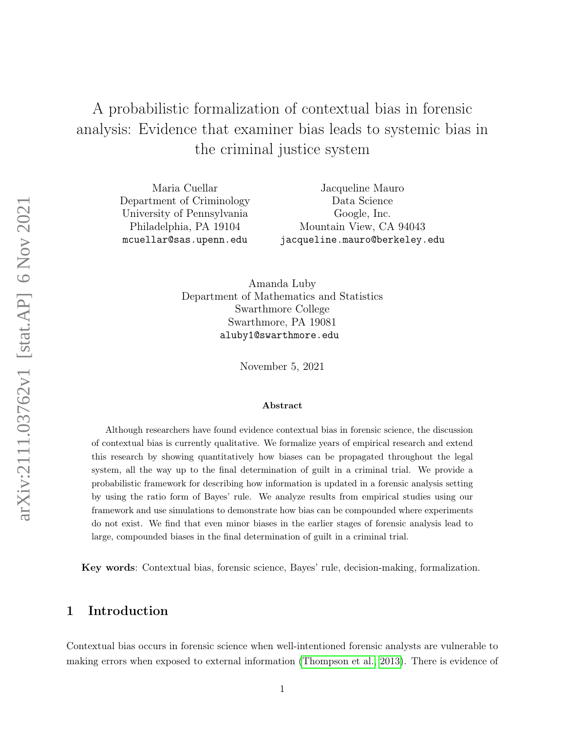# A probabilistic formalization of contextual bias in forensic analysis: Evidence that examiner bias leads to systemic bias in the criminal justice system

Maria Cuellar
Department of Criminology
University of Pennsylvania
Philadelphia, PA 19104
mcuellar@sas.upenn.edu

Jacqueline Mauro
Data Science
Google, Inc.
Mountain View, CA 94043
jacqueline.mauro@berkeley.edu

Amanda Luby
Department of Mathematics and Statistics
Swarthmore College
Swarthmore, PA 19081
aluby1@swarthmore.edu

November 5, 2021

**Abstract**

Although researchers have found evidence contextual bias in forensic science, the discussion of contextual bias is currently qualitative. We formalize years of empirical research and extend this research by showing quantitatively how biases can be propagated throughout the legal system, all the way up to the final determination of guilt in a criminal trial. We provide a probabilistic framework for describing how information is updated in a forensic analysis setting by using the ratio form of Bayes' rule. We analyze results from empirical studies using our framework and use simulations to demonstrate how bias can be compounded where experiments do not exist. We find that even minor biases in the earlier stages of forensic analysis lead to large, compounded biases in the final determination of guilt in a criminal trial.

**Key words**: Contextual bias, forensic science, Bayes' rule, decision-making, formalization.

## 1 Introduction

Contextual bias occurs in forensic science when well-intentioned forensic analysts are vulnerable to making errors when exposed to external information (Thompson et al., 2013). There is evidence of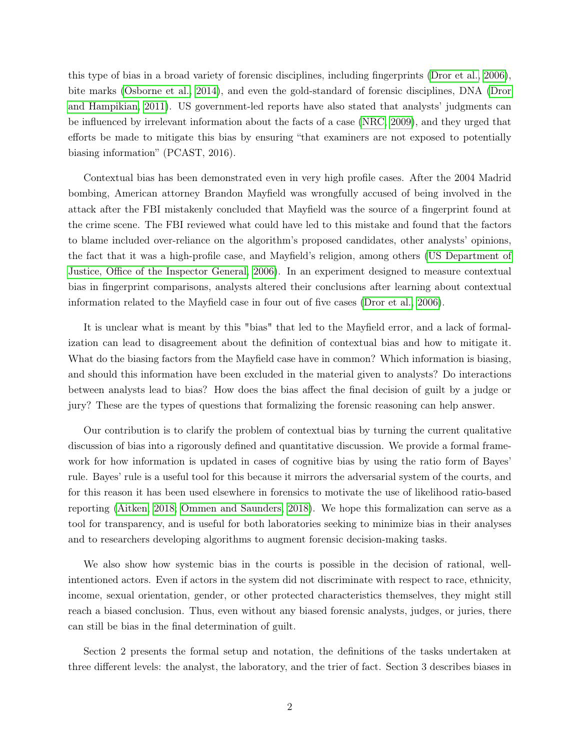this type of bias in a broad variety of forensic disciplines, including fingerprints (Dror et al., 2006), bite marks (Osborne et al., 2014), and even the gold-standard of forensic disciplines, DNA (Dror and Hampikian, 2011). US government-led reports have also stated that analysts' judgments can be influenced by irrelevant information about the facts of a case (NRC, 2009), and they urged that efforts be made to mitigate this bias by ensuring "that examiners are not exposed to potentially biasing information" (PCAST, 2016).

Contextual bias has been demonstrated even in very high profile cases. After the 2004 Madrid bombing, American attorney Brandon Mayfield was wrongfully accused of being involved in the attack after the FBI mistakenly concluded that Mayfield was the source of a fingerprint found at the crime scene. The FBI reviewed what could have led to this mistake and found that the factors to blame included over-reliance on the algorithm's proposed candidates, other analysts' opinions, the fact that it was a high-profile case, and Mayfield's religion, among others (US Department of Justice, Office of the Inspector General, 2006). In an experiment designed to measure contextual bias in fingerprint comparisons, analysts altered their conclusions after learning about contextual information related to the Mayfield case in four out of five cases (Dror et al., 2006).

It is unclear what is meant by this "bias" that led to the Mayfield error, and a lack of formalization can lead to disagreement about the definition of contextual bias and how to mitigate it. What do the biasing factors from the Mayfield case have in common? Which information is biasing, and should this information have been excluded in the material given to analysts? Do interactions between analysts lead to bias? How does the bias affect the final decision of guilt by a judge or jury? These are the types of questions that formalizing the forensic reasoning can help answer.

Our contribution is to clarify the problem of contextual bias by turning the current qualitative discussion of bias into a rigorously defined and quantitative discussion. We provide a formal framework for how information is updated in cases of cognitive bias by using the ratio form of Bayes' rule. Bayes' rule is a useful tool for this because it mirrors the adversarial system of the courts, and for this reason it has been used elsewhere in forensics to motivate the use of likelihood ratio-based reporting (Aitken, 2018; Ommen and Saunders, 2018). We hope this formalization can serve as a tool for transparency, and is useful for both laboratories seeking to minimize bias in their analyses and to researchers developing algorithms to augment forensic decision-making tasks.

We also show how systemic bias in the courts is possible in the decision of rational, well-intentioned actors. Even if actors in the system did not discriminate with respect to race, ethnicity, income, sexual orientation, gender, or other protected characteristics themselves, they might still reach a biased conclusion. Thus, even without any biased forensic analysts, judges, or juries, there can still be bias in the final determination of guilt.

Section 2 presents the formal setup and notation, the definitions of the tasks undertaken at three different levels: the analyst, the laboratory, and the trier of fact. Section 3 describes biases in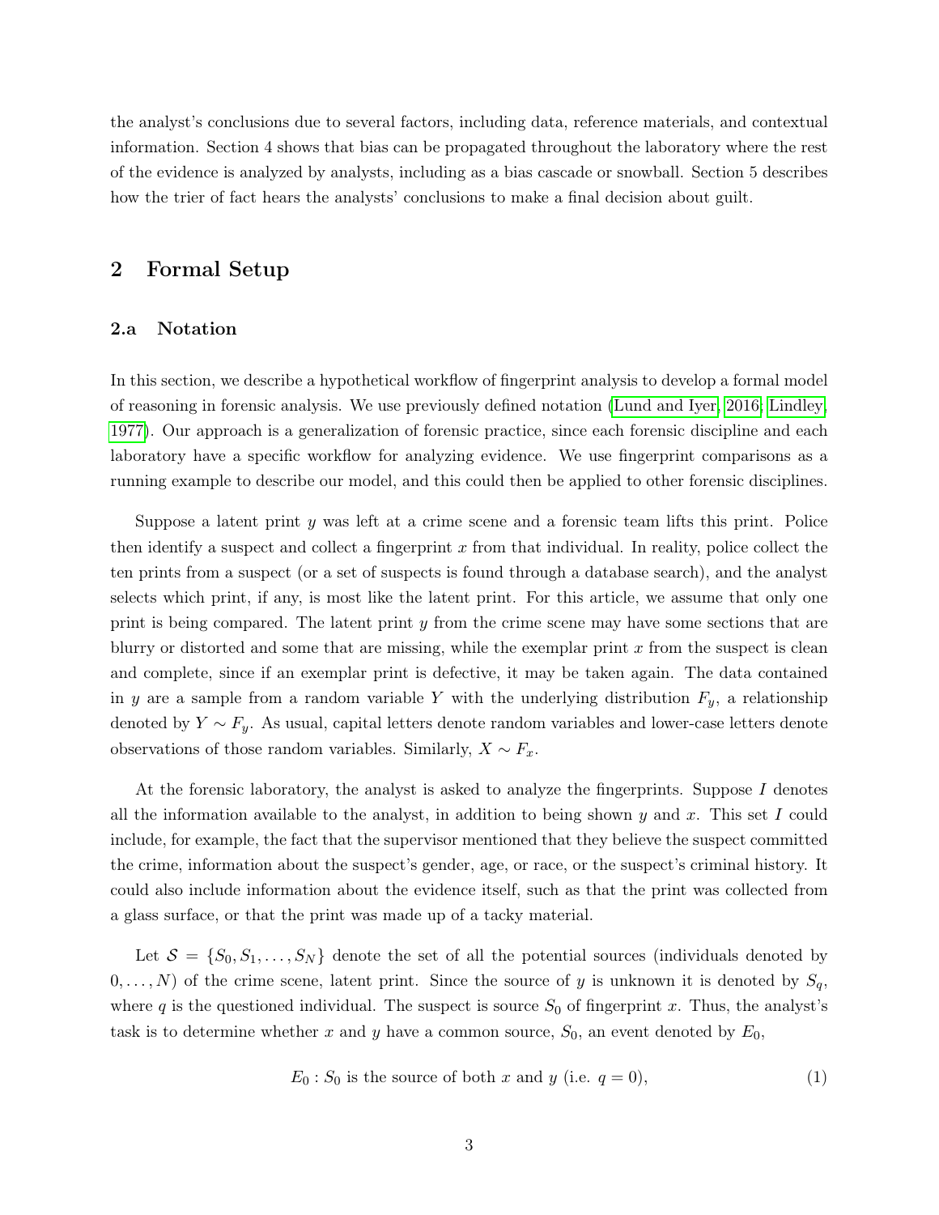the analyst's conclusions due to several factors, including data, reference materials, and contextual information. Section 4 shows that bias can be propagated throughout the laboratory where the rest of the evidence is analyzed by analysts, including as a bias cascade or snowball. Section 5 describes how the trier of fact hears the analysts' conclusions to make a final decision about guilt.

## 2 Formal Setup

### 2.a Notation

In this section, we describe a hypothetical workflow of fingerprint analysis to develop a formal model of reasoning in forensic analysis. We use previously defined notation (Lund and Iyer, 2016; Lindley, 1977). Our approach is a generalization of forensic practice, since each forensic discipline and each laboratory have a specific workflow for analyzing evidence. We use fingerprint comparisons as a running example to describe our model, and this could then be applied to other forensic disciplines.

Suppose a latent print $y$ was left at a crime scene and a forensic team lifts this print. Police then identify a suspect and collect a fingerprint $x$ from that individual. In reality, police collect the ten prints from a suspect (or a set of suspects is found through a database search), and the analyst selects which print, if any, is most like the latent print. For this article, we assume that only one print is being compared. The latent print $y$ from the crime scene may have some sections that are blurry or distorted and some that are missing, while the exemplar print $x$ from the suspect is clean and complete, since if an exemplar print is defective, it may be taken again. The data contained in $y$ are a sample from a random variable $Y$ with the underlying distribution $F_y$, a relationship denoted by $Y \sim F_y$. As usual, capital letters denote random variables and lower-case letters denote observations of those random variables. Similarly, $X \sim F_x$.

At the forensic laboratory, the analyst is asked to analyze the fingerprints. Suppose $I$ denotes all the information available to the analyst, in addition to being shown $y$ and $x$. This set $I$ could include, for example, the fact that the supervisor mentioned that they believe the suspect committed the crime, information about the suspect's gender, age, or race, or the suspect's criminal history. It could also include information about the evidence itself, such as that the print was collected from a glass surface, or that the print was made up of a tacky material.

Let $\mathcal{S} = \{S_0, S_1, \ldots, S_N\}$ denote the set of all the potential sources (individuals denoted by $0, \ldots, N$) of the crime scene, latent print. Since the source of $y$ is unknown it is denoted by $S_q$, where $q$ is the questioned individual. The suspect is source $S_0$ of fingerprint $x$. Thus, the analyst's task is to determine whether $x$ and $y$ have a common source, $S_0$, an event denoted by $E_0$,

$$E_0 : S_0 \text{ is the source of both } x \text{ and } y \text{ (i.e. } q = 0), \tag{1}$$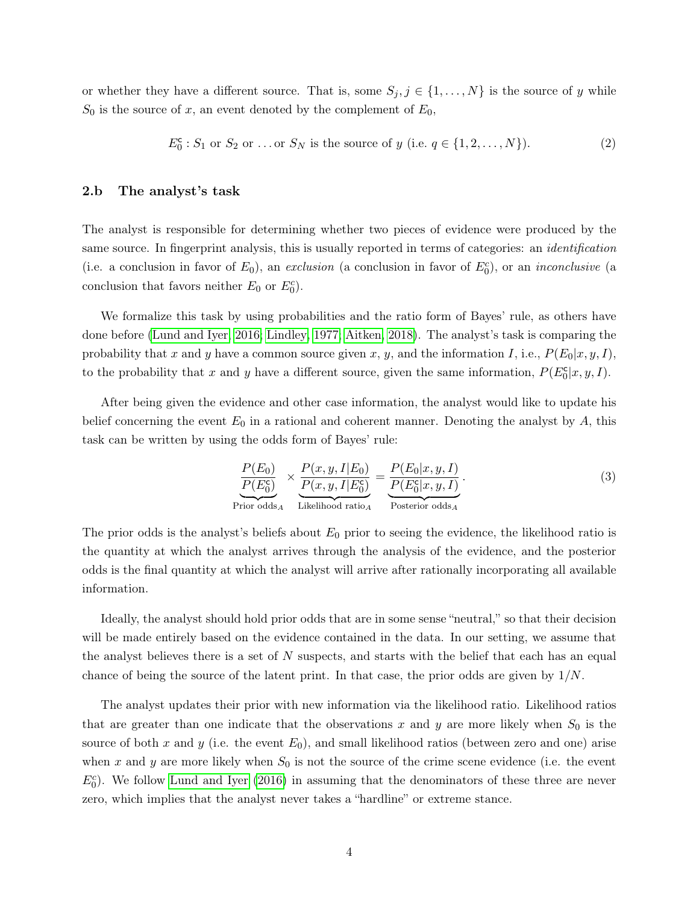or whether they have a different source. That is, some $S_j, j \in \{1, \ldots, N\}$ is the source of $y$ while $S_0$ is the source of $x$, an event denoted by the complement of $E_0$,

$$E_0^c : S_1 \text{ or } S_2 \text{ or } \ldots \text{ or } S_N \text{ is the source of } y \text{ (i.e. } q \in \{1, 2, \ldots, N\}). \tag{2}$$

### 2.b The analyst's task

The analyst is responsible for determining whether two pieces of evidence were produced by the same source. In fingerprint analysis, this is usually reported in terms of categories: an *identification* (i.e. a conclusion in favor of $E_0$), an *exclusion* (a conclusion in favor of $E_0^c$), or an *inconclusive* (a conclusion that favors neither $E_0$ or $E_0^c$).

We formalize this task by using probabilities and the ratio form of Bayes' rule, as others have done before (Lund and Iyer, 2016; Lindley, 1977; Aitken, 2018). The analyst's task is comparing the probability that $x$ and $y$ have a common source given $x$, $y$, and the information $I$, i.e., $P(E_0|x, y, I)$, to the probability that $x$ and $y$ have a different source, given the same information, $P(E_0^c|x, y, I)$.

After being given the evidence and other case information, the analyst would like to update his belief concerning the event $E_0$ in a rational and coherent manner. Denoting the analyst by $A$, this task can be written by using the odds form of Bayes' rule:

$$\underbrace{\frac{P(E_0)}{P(E_0^c)}}_{\text{Prior odds}_A} \times \underbrace{\frac{P(x, y, I|E_0)}{P(x, y, I|E_0^c)}}_{\text{Likelihood ratio}_A} = \underbrace{\frac{P(E_0|x, y, I)}{P(E_0^c|x, y, I)}}_{\text{Posterior odds}_A}. \tag{3}$$

The prior odds is the analyst's beliefs about $E_0$ prior to seeing the evidence, the likelihood ratio is the quantity at which the analyst arrives through the analysis of the evidence, and the posterior odds is the final quantity at which the analyst will arrive after rationally incorporating all available information.

Ideally, the analyst should hold prior odds that are in some sense "neutral," so that their decision will be made entirely based on the evidence contained in the data. In our setting, we assume that the analyst believes there is a set of $N$ suspects, and starts with the belief that each has an equal chance of being the source of the latent print. In that case, the prior odds are given by $1/N$.

The analyst updates their prior with new information via the likelihood ratio. Likelihood ratios that are greater than one indicate that the observations $x$ and $y$ are more likely when $S_0$ is the source of both $x$ and $y$ (i.e. the event $E_0$), and small likelihood ratios (between zero and one) arise when $x$ and $y$ are more likely when $S_0$ is not the source of the crime scene evidence (i.e. the event $E_0^c$). We follow Lund and Iyer (2016) in assuming that the denominators of these three are never zero, which implies that the analyst never takes a "hardline" or extreme stance.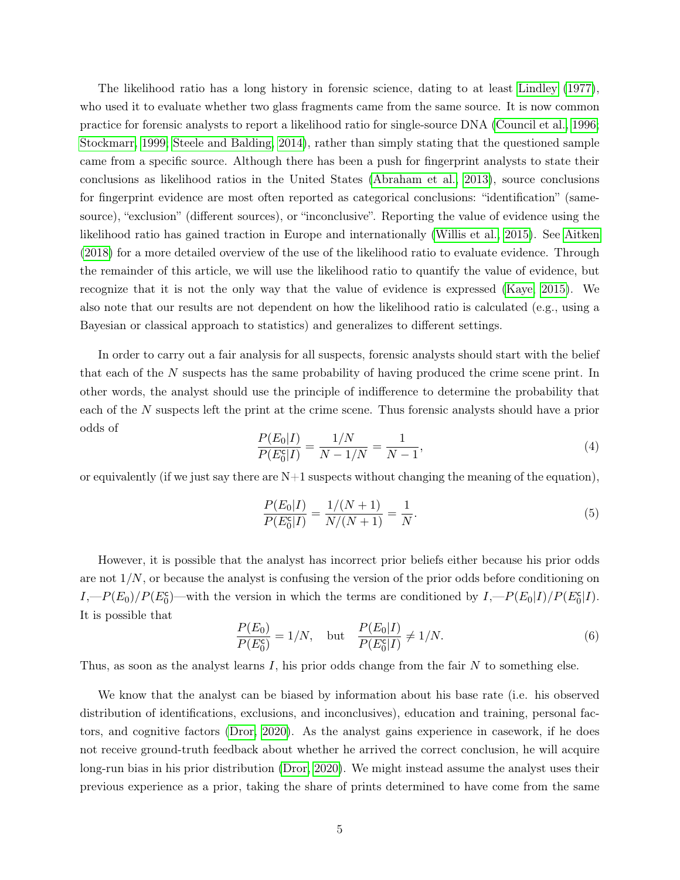The likelihood ratio has a long history in forensic science, dating to at least Lindley (1977), who used it to evaluate whether two glass fragments came from the same source. It is now common practice for forensic analysts to report a likelihood ratio for single-source DNA (Council et al., 1996; Stockmarr, 1999; Steele and Balding, 2014), rather than simply stating that the questioned sample came from a specific source. Although there has been a push for fingerprint analysts to state their conclusions as likelihood ratios in the United States (Abraham et al., 2013), source conclusions for fingerprint evidence are most often reported as categorical conclusions: "identification" (same-source), "exclusion" (different sources), or "inconclusive". Reporting the value of evidence using the likelihood ratio has gained traction in Europe and internationally (Willis et al., 2015). See Aitken (2018) for a more detailed overview of the use of the likelihood ratio to evaluate evidence. Through the remainder of this article, we will use the likelihood ratio to quantify the value of evidence, but recognize that it is not the only way that the value of evidence is expressed (Kaye, 2015). We also note that our results are not dependent on how the likelihood ratio is calculated (e.g., using a Bayesian or classical approach to statistics) and generalizes to different settings.

In order to carry out a fair analysis for all suspects, forensic analysts should start with the belief that each of the $N$ suspects has the same probability of having produced the crime scene print. In other words, the analyst should use the principle of indifference to determine the probability that each of the $N$ suspects left the print at the crime scene. Thus forensic analysts should have a prior odds of

$$\frac{P(E_0|I)}{P(E_0^c|I)} = \frac{1/N}{N - 1/N} = \frac{1}{N-1}, \tag{4}$$

or equivalently (if we just say there are N+1 suspects without changing the meaning of the equation),

$$\frac{P(E_0|I)}{P(E_0^c|I)} = \frac{1/(N+1)}{N/(N+1)} = \frac{1}{N}. \tag{5}$$

However, it is possible that the analyst has incorrect prior beliefs either because his prior odds are not $1/N$, or because the analyst is confusing the version of the prior odds before conditioning on $I$,—$P(E_0)/P(E_0^c)$—with the version in which the terms are conditioned by $I$,—$P(E_0|I)/P(E_0^c|I)$. It is possible that

$$\frac{P(E_0)}{P(E_0^c)} = 1/N, \quad \text{but} \quad \frac{P(E_0|I)}{P(E_0^c|I)} \neq 1/N. \tag{6}$$

Thus, as soon as the analyst learns $I$, his prior odds change from the fair $N$ to something else.

We know that the analyst can be biased by information about his base rate (i.e. his observed distribution of identifications, exclusions, and inconclusives), education and training, personal factors, and cognitive factors (Dror, 2020). As the analyst gains experience in casework, if he does not receive ground-truth feedback about whether he arrived the correct conclusion, he will acquire long-run bias in his prior distribution (Dror, 2020). We might instead assume the analyst uses their previous experience as a prior, taking the share of prints determined to have come from the same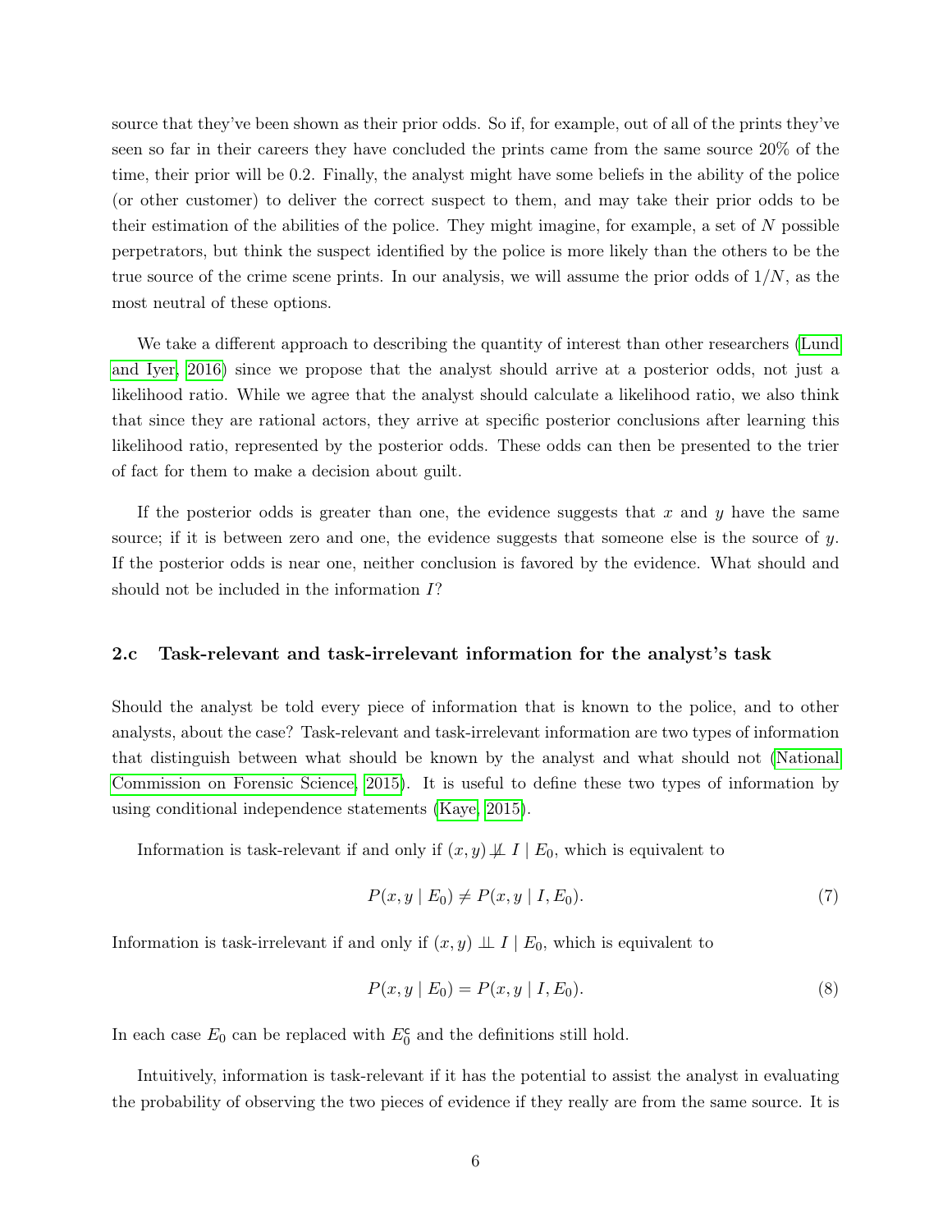source that they've been shown as their prior odds. So if, for example, out of all of the prints they've seen so far in their careers they have concluded the prints came from the same source 20% of the time, their prior will be 0.2. Finally, the analyst might have some beliefs in the ability of the police (or other customer) to deliver the correct suspect to them, and may take their prior odds to be their estimation of the abilities of the police. They might imagine, for example, a set of $N$ possible perpetrators, but think the suspect identified by the police is more likely than the others to be the true source of the crime scene prints. In our analysis, we will assume the prior odds of $1/N$, as the most neutral of these options.

We take a different approach to describing the quantity of interest than other researchers (Lund and Iyer, 2016) since we propose that the analyst should arrive at a posterior odds, not just a likelihood ratio. While we agree that the analyst should calculate a likelihood ratio, we also think that since they are rational actors, they arrive at specific posterior conclusions after learning this likelihood ratio, represented by the posterior odds. These odds can then be presented to the trier of fact for them to make a decision about guilt.

If the posterior odds is greater than one, the evidence suggests that $x$ and $y$ have the same source; if it is between zero and one, the evidence suggests that someone else is the source of $y$. If the posterior odds is near one, neither conclusion is favored by the evidence. What should and should not be included in the information $I$?

### 2.c Task-relevant and task-irrelevant information for the analyst's task

Should the analyst be told every piece of information that is known to the police, and to other analysts, about the case? Task-relevant and task-irrelevant information are two types of information that distinguish between what should be known by the analyst and what should not (National Commission on Forensic Science, 2015). It is useful to define these two types of information by using conditional independence statements (Kaye, 2015).

Information is task-relevant if and only if $(x, y) \not\perp\!\!\!\perp I \mid E_0$, which is equivalent to

$$P(x, y \mid E_0) \neq P(x, y \mid I, E_0). \tag{7}$$

Information is task-irrelevant if and only if $(x, y) \perp\!\!\!\perp I \mid E_0$, which is equivalent to

$$P(x, y \mid E_0) = P(x, y \mid I, E_0). \tag{8}$$

In each case $E_0$ can be replaced with $E_0^c$ and the definitions still hold.

Intuitively, information is task-relevant if it has the potential to assist the analyst in evaluating the probability of observing the two pieces of evidence if they really are from the same source. It is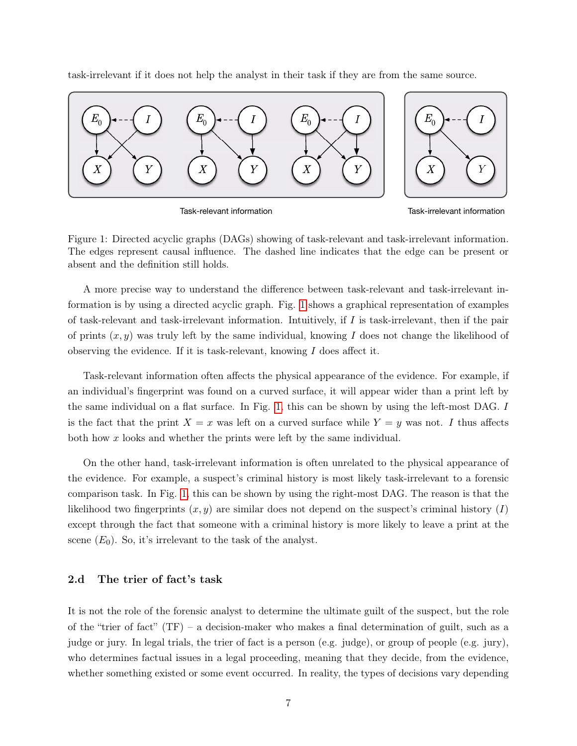task-irrelevant if it does not help the analyst in their task if they are from the same source.

Task-relevant information

Task-irrelevant information

Figure 1: Directed acyclic graphs (DAGs) showing of task-relevant and task-irrelevant information. The edges represent causal influence. The dashed line indicates that the edge can be present or absent and the definition still holds.

A more precise way to understand the difference between task-relevant and task-irrelevant information is by using a directed acyclic graph. Fig. 1 shows a graphical representation of examples of task-relevant and task-irrelevant information. Intuitively, if $I$ is task-irrelevant, then if the pair of prints $(x, y)$ was truly left by the same individual, knowing $I$ does not change the likelihood of observing the evidence. If it is task-relevant, knowing $I$ does affect it.

Task-relevant information often affects the physical appearance of the evidence. For example, if an individual's fingerprint was found on a curved surface, it will appear wider than a print left by the same individual on a flat surface. In Fig. 1, this can be shown by using the left-most DAG. $I$ is the fact that the print $X = x$ was left on a curved surface while $Y = y$ was not. $I$ thus affects both how $x$ looks and whether the prints were left by the same individual.

On the other hand, task-irrelevant information is often unrelated to the physical appearance of the evidence. For example, a suspect's criminal history is most likely task-irrelevant to a forensic comparison task. In Fig. 1, this can be shown by using the right-most DAG. The reason is that the likelihood two fingerprints $(x, y)$ are similar does not depend on the suspect's criminal history ($I$) except through the fact that someone with a criminal history is more likely to leave a print at the scene ($E_0$). So, it's irrelevant to the task of the analyst.

### 2.d The trier of fact's task

It is not the role of the forensic analyst to determine the ultimate guilt of the suspect, but the role of the "trier of fact" (TF) – a decision-maker who makes a final determination of guilt, such as a judge or jury. In legal trials, the trier of fact is a person (e.g. judge), or group of people (e.g. jury), who determines factual issues in a legal proceeding, meaning that they decide, from the evidence, whether something existed or some event occurred. In reality, the types of decisions vary depending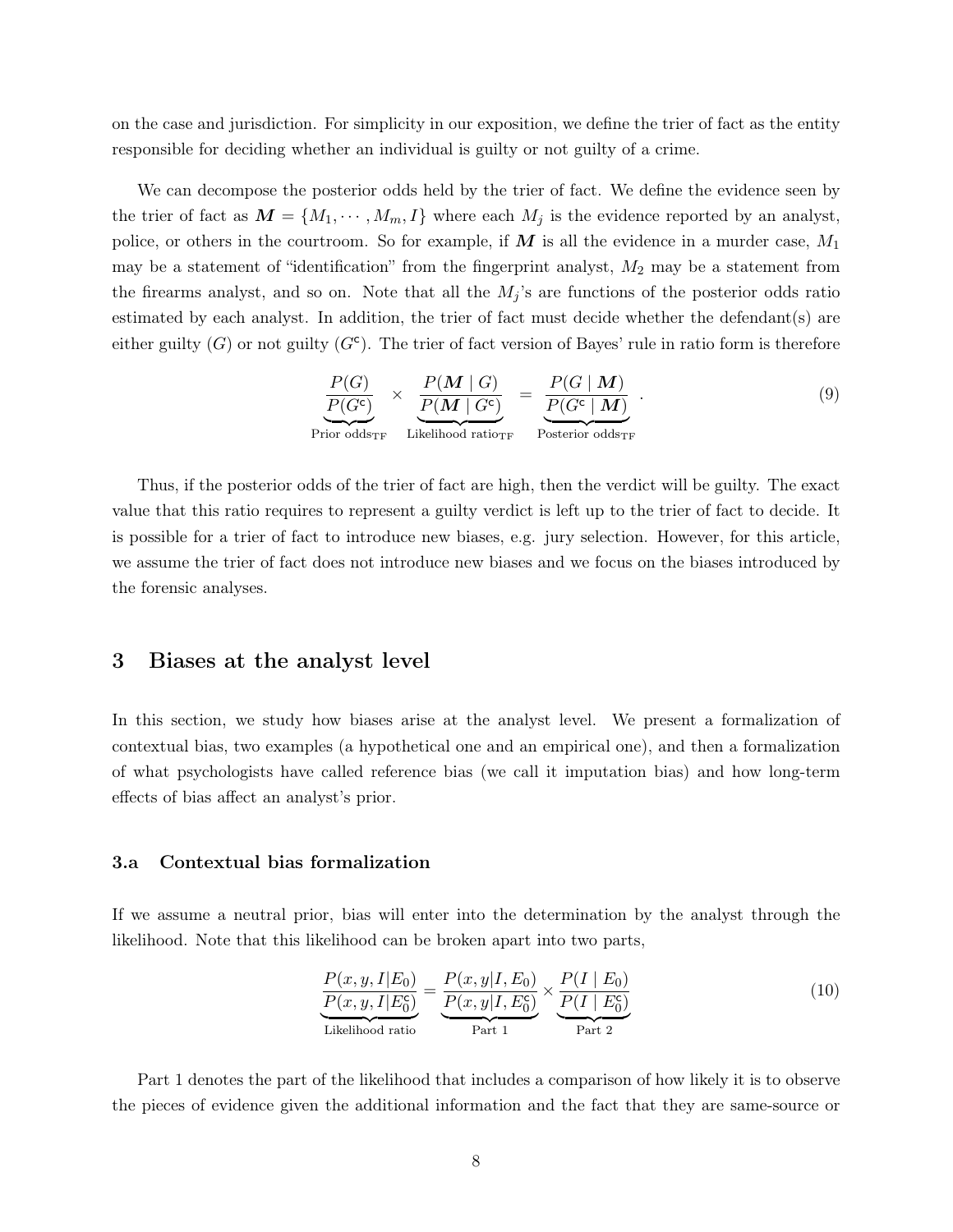on the case and jurisdiction. For simplicity in our exposition, we define the trier of fact as the entity responsible for deciding whether an individual is guilty or not guilty of a crime.

We can decompose the posterior odds held by the trier of fact. We define the evidence seen by the trier of fact as $\boldsymbol{M} = \{M_1, \cdots, M_m, I\}$ where each $M_j$ is the evidence reported by an analyst, police, or others in the courtroom. So for example, if $\boldsymbol{M}$ is all the evidence in a murder case, $M_1$ may be a statement of "identification" from the fingerprint analyst, $M_2$ may be a statement from the firearms analyst, and so on. Note that all the $M_j$'s are functions of the posterior odds ratio estimated by each analyst. In addition, the trier of fact must decide whether the defendant(s) are either guilty ($G$) or not guilty ($G^{\mathsf{c}}$). The trier of fact version of Bayes' rule in ratio form is therefore

$$\underbrace{\frac{P(G)}{P(G^{\mathsf{c}})}}_{\text{Prior odds}_{\text{TF}}} \times \underbrace{\frac{P(\boldsymbol{M} \mid G)}{P(\boldsymbol{M} \mid G^{\mathsf{c}})}}_{\text{Likelihood ratio}_{\text{TF}}} = \underbrace{\frac{P(G \mid \boldsymbol{M})}{P(G^{\mathsf{c}} \mid \boldsymbol{M})}}_{\text{Posterior odds}_{\text{TF}}} . \tag{9}$$

Thus, if the posterior odds of the trier of fact are high, then the verdict will be guilty. The exact value that this ratio requires to represent a guilty verdict is left up to the trier of fact to decide. It is possible for a trier of fact to introduce new biases, e.g. jury selection. However, for this article, we assume the trier of fact does not introduce new biases and we focus on the biases introduced by the forensic analyses.

## 3 Biases at the analyst level

In this section, we study how biases arise at the analyst level. We present a formalization of contextual bias, two examples (a hypothetical one and an empirical one), and then a formalization of what psychologists have called reference bias (we call it imputation bias) and how long-term effects of bias affect an analyst's prior.

### 3.a Contextual bias formalization

If we assume a neutral prior, bias will enter into the determination by the analyst through the likelihood. Note that this likelihood can be broken apart into two parts,

$$\underbrace{\frac{P(x, y, I|E_0)}{P(x, y, I|E_0^{\mathsf{c}})}}_{\text{Likelihood ratio}} = \underbrace{\frac{P(x, y|I, E_0)}{P(x, y|I, E_0^{\mathsf{c}})}}_{\text{Part 1}} \times \underbrace{\frac{P(I \mid E_0)}{P(I \mid E_0^{\mathsf{c}})}}_{\text{Part 2}} \tag{10}$$

Part 1 denotes the part of the likelihood that includes a comparison of how likely it is to observe the pieces of evidence given the additional information and the fact that they are same-source or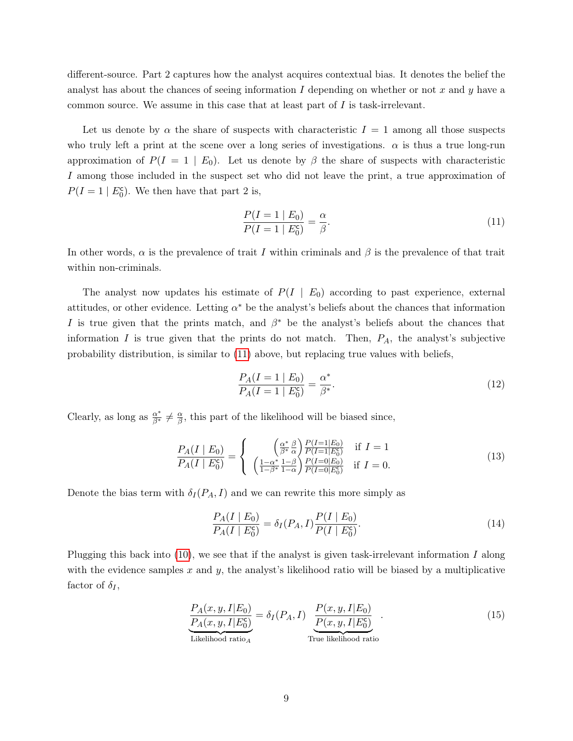different-source. Part 2 captures how the analyst acquires contextual bias. It denotes the belief the analyst has about the chances of seeing information $I$ depending on whether or not $x$ and $y$ have a common source. We assume in this case that at least part of $I$ is task-irrelevant.

Let us denote by $\alpha$ the share of suspects with characteristic $I = 1$ among all those suspects who truly left a print at the scene over a long series of investigations. $\alpha$ is thus a true long-run approximation of $P(I = 1 \mid E_0)$. Let us denote by $\beta$ the share of suspects with characteristic $I$ among those included in the suspect set who did not leave the print, a true approximation of $P(I = 1 \mid E_0^{\mathsf{c}})$. We then have that part 2 is,

$$\frac{P(I = 1 \mid E_0)}{P(I = 1 \mid E_0^{\mathsf{c}})} = \frac{\alpha}{\beta}. \tag{11}$$

In other words, $\alpha$ is the prevalence of trait $I$ within criminals and $\beta$ is the prevalence of that trait within non-criminals.

The analyst now updates his estimate of $P(I \mid E_0)$ according to past experience, external attitudes, or other evidence. Letting $\alpha^*$ be the analyst's beliefs about the chances that information $I$ is true given that the prints match, and $\beta^*$ be the analyst's beliefs about the chances that information $I$ is true given that the prints do not match. Then, $P_A$, the analyst's subjective probability distribution, is similar to (11) above, but replacing true values with beliefs,

$$\frac{P_A(I = 1 \mid E_0)}{P_A(I = 1 \mid E_0^{\mathsf{c}})} = \frac{\alpha^*}{\beta^*}. \tag{12}$$

Clearly, as long as $\frac{\alpha^*}{\beta^*} \neq \frac{\alpha}{\beta}$, this part of the likelihood will be biased since,

$$\frac{P_A(I \mid E_0)}{P_A(I \mid E_0^{\mathsf{c}})} = \begin{cases} \left(\frac{\alpha^*}{\beta^*}\frac{\beta}{\alpha}\right)\frac{P(I=1|E_0)}{P(I=1|E_0^{\mathsf{c}})} & \text{if } I = 1 \\ \left(\frac{1-\alpha^*}{1-\beta^*}\frac{1-\beta}{1-\alpha}\right)\frac{P(I=0|E_0)}{P(I=0|E_0^{\mathsf{c}})} & \text{if } I = 0. \end{cases} \tag{13}$$

Denote the bias term with $\delta_I(P_A, I)$ and we can rewrite this more simply as

$$\frac{P_A(I \mid E_0)}{P_A(I \mid E_0^{\mathsf{c}})} = \delta_I(P_A, I)\frac{P(I \mid E_0)}{P(I \mid E_0^{\mathsf{c}})}. \tag{14}$$

Plugging this back into (10), we see that if the analyst is given task-irrelevant information $I$ along with the evidence samples $x$ and $y$, the analyst's likelihood ratio will be biased by a multiplicative factor of $\delta_I$,

$$\underbrace{\frac{P_A(x, y, I|E_0)}{P_A(x, y, I|E_0^{\mathsf{c}})}}_{\text{Likelihood ratio}_A} = \delta_I(P_A, I) \underbrace{\frac{P(x, y, I|E_0)}{P(x, y, I|E_0^{\mathsf{c}})}}_{\text{True likelihood ratio}}. \tag{15}$$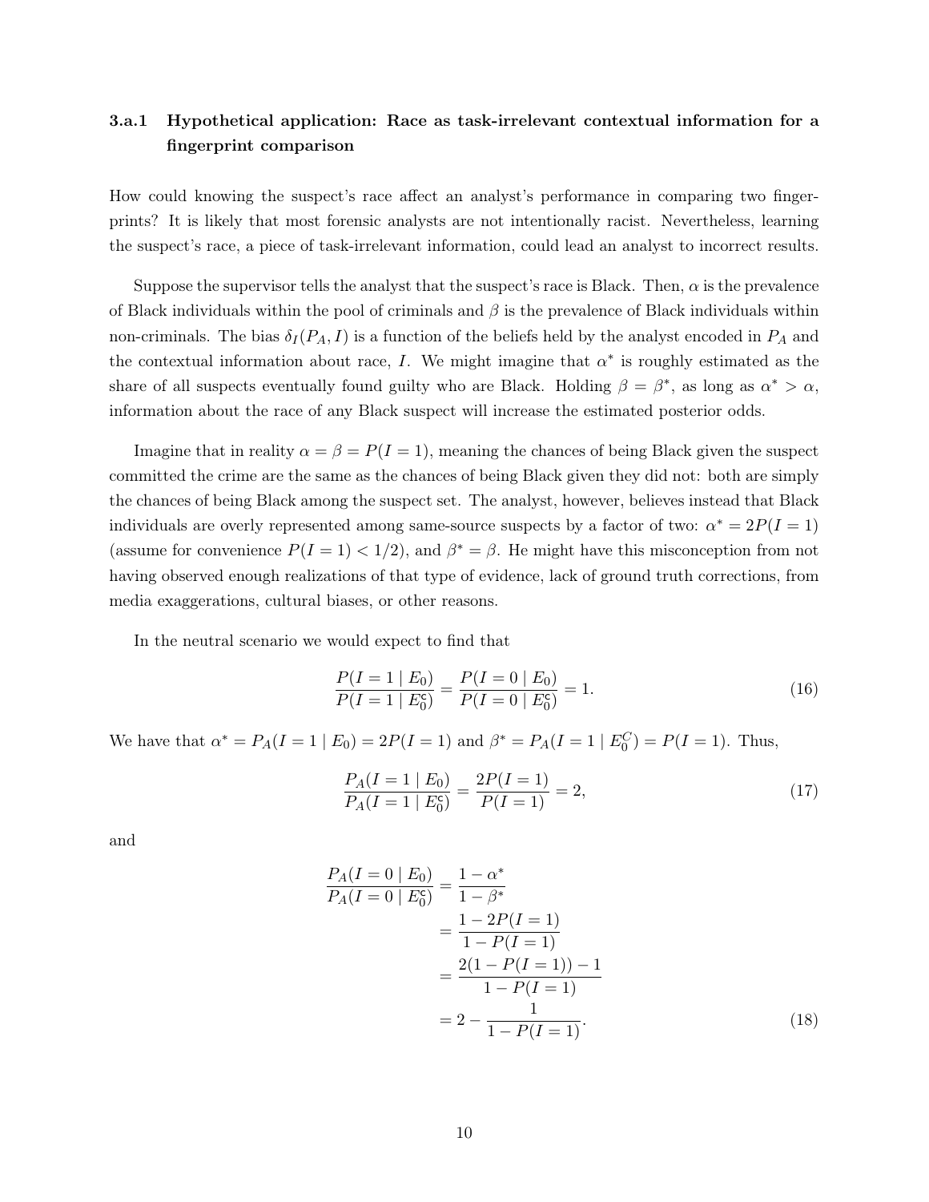### 3.a.1 Hypothetical application: Race as task-irrelevant contextual information for a fingerprint comparison

How could knowing the suspect's race affect an analyst's performance in comparing two fingerprints? It is likely that most forensic analysts are not intentionally racist. Nevertheless, learning the suspect's race, a piece of task-irrelevant information, could lead an analyst to incorrect results.

Suppose the supervisor tells the analyst that the suspect's race is Black. Then, $\alpha$ is the prevalence of Black individuals within the pool of criminals and $\beta$ is the prevalence of Black individuals within non-criminals. The bias $\delta_I(P_A, I)$ is a function of the beliefs held by the analyst encoded in $P_A$ and the contextual information about race, $I$. We might imagine that $\alpha^*$ is roughly estimated as the share of all suspects eventually found guilty who are Black. Holding $\beta = \beta^*$, as long as $\alpha^* > \alpha$, information about the race of any Black suspect will increase the estimated posterior odds.

Imagine that in reality $\alpha = \beta = P(I = 1)$, meaning the chances of being Black given the suspect committed the crime are the same as the chances of being Black given they did not: both are simply the chances of being Black among the suspect set. The analyst, however, believes instead that Black individuals are overly represented among same-source suspects by a factor of two: $\alpha^* = 2P(I = 1)$ (assume for convenience $P(I = 1) < 1/2$), and $\beta^* = \beta$. He might have this misconception from not having observed enough realizations of that type of evidence, lack of ground truth corrections, from media exaggerations, cultural biases, or other reasons.

In the neutral scenario we would expect to find that

$$\frac{P(I = 1 \mid E_0)}{P(I = 1 \mid E_0^{\mathsf{c}})} = \frac{P(I = 0 \mid E_0)}{P(I = 0 \mid E_0^{\mathsf{c}})} = 1. \tag{16}$$

We have that $\alpha^* = P_A(I = 1 \mid E_0) = 2P(I = 1)$ and $\beta^* = P_A(I = 1 \mid E_0^C) = P(I = 1)$. Thus,

$$\frac{P_A(I = 1 \mid E_0)}{P_A(I = 1 \mid E_0^{\mathsf{c}})} = \frac{2P(I = 1)}{P(I = 1)} = 2, \tag{17}$$

and

$$\begin{aligned}
\frac{P_A(I = 0 \mid E_0)}{P_A(I = 0 \mid E_0^{\mathsf{c}})} &= \frac{1 - \alpha^*}{1 - \beta^*} \\
&= \frac{1 - 2P(I = 1)}{1 - P(I = 1)} \\
&= \frac{2(1 - P(I = 1)) - 1}{1 - P(I = 1)} \\
&= 2 - \frac{1}{1 - P(I = 1)}.
\end{aligned} \tag{18}$$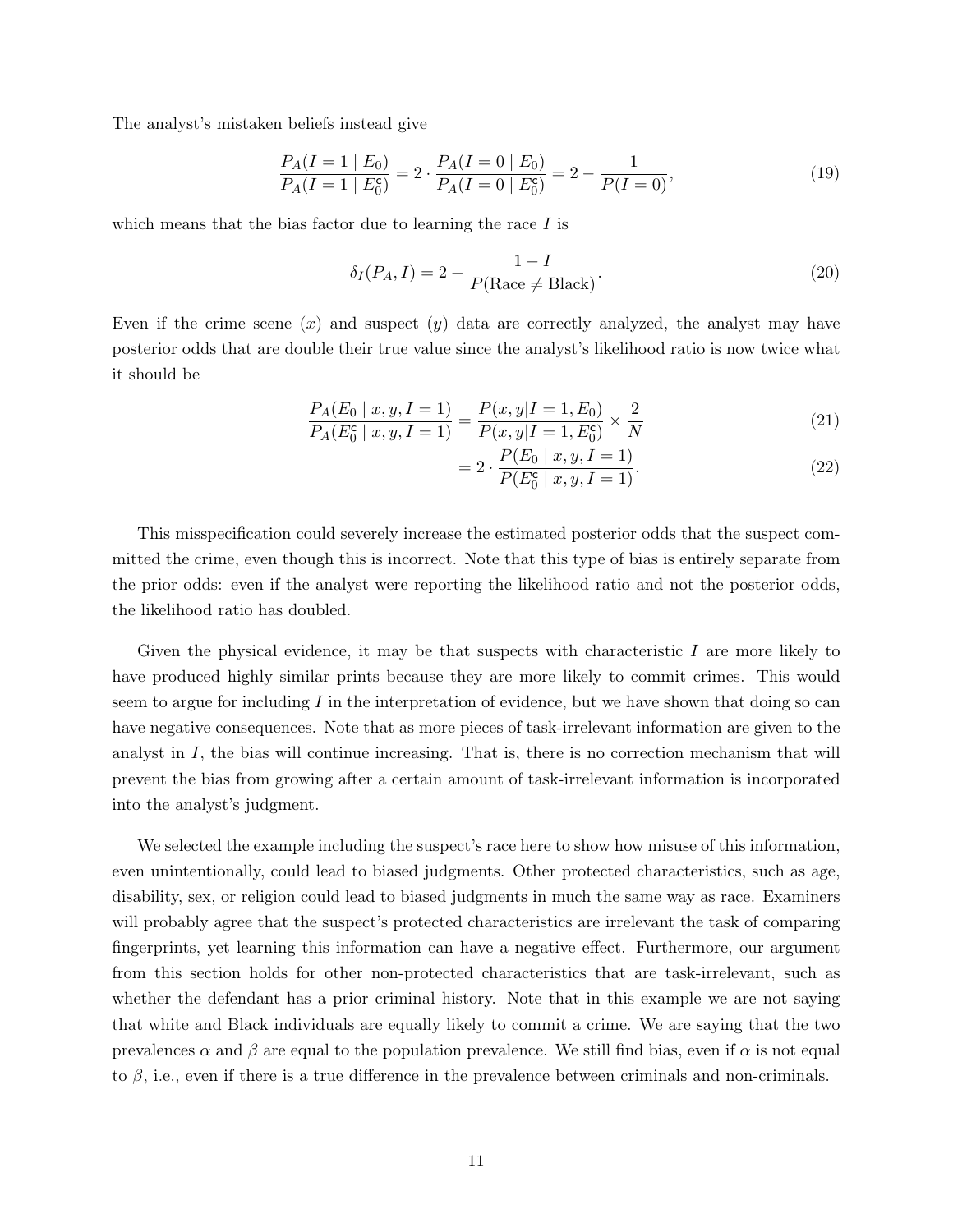The analyst's mistaken beliefs instead give

$$
\frac{P_A(I=1 \mid E_0)}{P_A(I=1 \mid E_0^{\mathsf{c}})} = 2 \cdot \frac{P_A(I=0 \mid E_0)}{P_A(I=0 \mid E_0^{\mathsf{c}})} = 2 - \frac{1}{P(I=0)}, \tag{19}
$$

which means that the bias factor due to learning the race $I$ is

$$
\delta_I(P_A, I) = 2 - \frac{1-I}{P(\text{Race} \neq \text{Black})}. \tag{20}
$$

Even if the crime scene ($x$) and suspect ($y$) data are correctly analyzed, the analyst may have posterior odds that are double their true value since the analyst's likelihood ratio is now twice what it should be

$$
\frac{P_A(E_0 \mid x, y, I=1)}{P_A(E_0^{\mathsf{c}} \mid x, y, I=1)} = \frac{P(x, y | I=1, E_0)}{P(x, y | I=1, E_0^{\mathsf{c}})} \times \frac{2}{N} \tag{21}
$$

$$
= 2 \cdot \frac{P(E_0 \mid x, y, I=1)}{P(E_0^{\mathsf{c}} \mid x, y, I=1)}. \tag{22}
$$

This misspecification could severely increase the estimated posterior odds that the suspect committed the crime, even though this is incorrect. Note that this type of bias is entirely separate from the prior odds: even if the analyst were reporting the likelihood ratio and not the posterior odds, the likelihood ratio has doubled.

Given the physical evidence, it may be that suspects with characteristic $I$ are more likely to have produced highly similar prints because they are more likely to commit crimes. This would seem to argue for including $I$ in the interpretation of evidence, but we have shown that doing so can have negative consequences. Note that as more pieces of task-irrelevant information are given to the analyst in $I$, the bias will continue increasing. That is, there is no correction mechanism that will prevent the bias from growing after a certain amount of task-irrelevant information is incorporated into the analyst's judgment.

We selected the example including the suspect's race here to show how misuse of this information, even unintentionally, could lead to biased judgments. Other protected characteristics, such as age, disability, sex, or religion could lead to biased judgments in much the same way as race. Examiners will probably agree that the suspect's protected characteristics are irrelevant the task of comparing fingerprints, yet learning this information can have a negative effect. Furthermore, our argument from this section holds for other non-protected characteristics that are task-irrelevant, such as whether the defendant has a prior criminal history. Note that in this example we are not saying that white and Black individuals are equally likely to commit a crime. We are saying that the two prevalences $\alpha$ and $\beta$ are equal to the population prevalence. We still find bias, even if $\alpha$ is not equal to $\beta$, i.e., even if there is a true difference in the prevalence between criminals and non-criminals.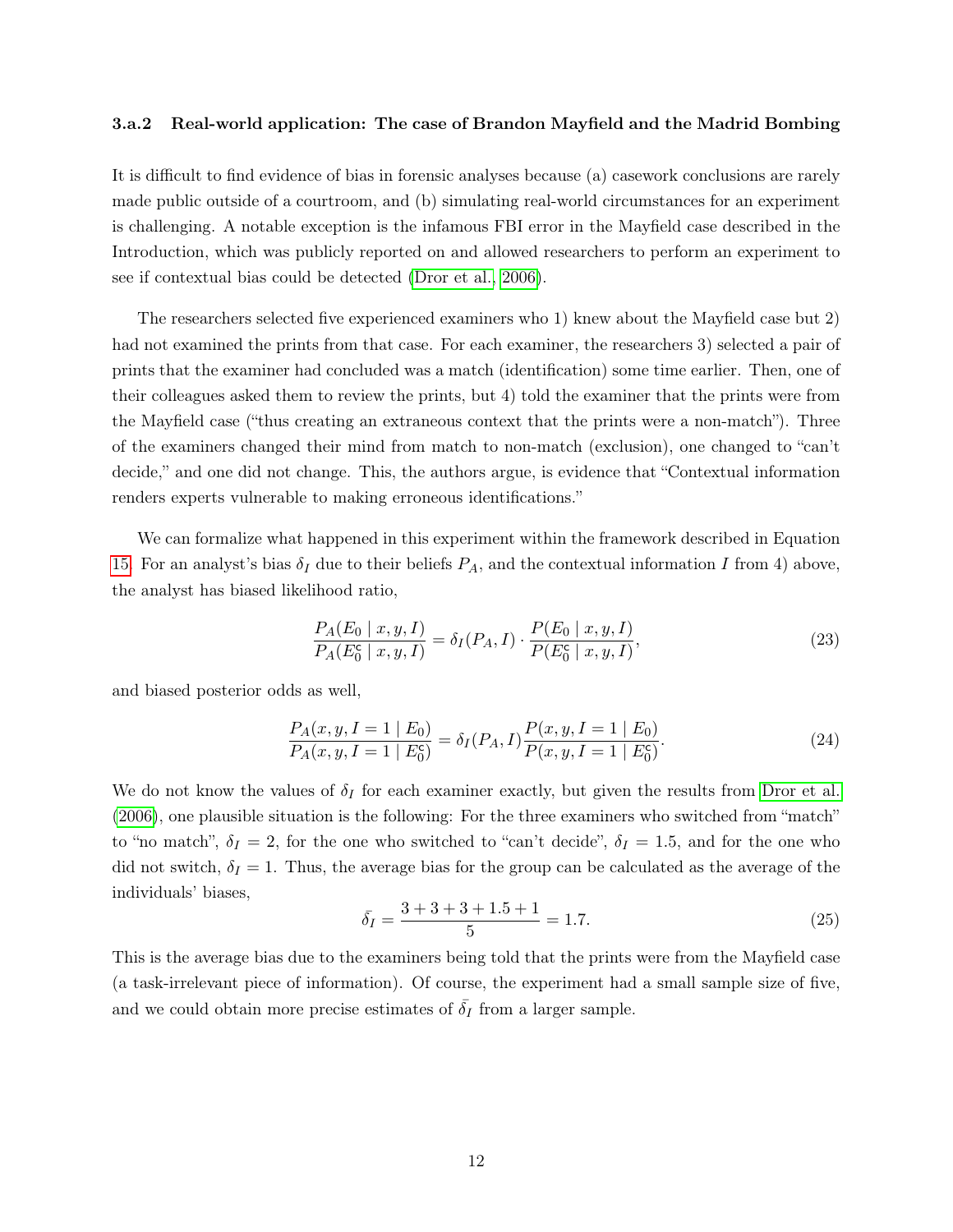### 3.a.2 Real-world application: The case of Brandon Mayfield and the Madrid Bombing

It is difficult to find evidence of bias in forensic analyses because (a) casework conclusions are rarely made public outside of a courtroom, and (b) simulating real-world circumstances for an experiment is challenging. A notable exception is the infamous FBI error in the Mayfield case described in the Introduction, which was publicly reported on and allowed researchers to perform an experiment to see if contextual bias could be detected (Dror et al., 2006).

The researchers selected five experienced examiners who 1) knew about the Mayfield case but 2) had not examined the prints from that case. For each examiner, the researchers 3) selected a pair of prints that the examiner had concluded was a match (identification) some time earlier. Then, one of their colleagues asked them to review the prints, but 4) told the examiner that the prints were from the Mayfield case ("thus creating an extraneous context that the prints were a non-match"). Three of the examiners changed their mind from match to non-match (exclusion), one changed to "can't decide," and one did not change. This, the authors argue, is evidence that "Contextual information renders experts vulnerable to making erroneous identifications."

We can formalize what happened in this experiment within the framework described in Equation 15. For an analyst's bias $\delta_I$ due to their beliefs $P_A$, and the contextual information $I$ from 4) above, the analyst has biased likelihood ratio,

$$\frac{P_A(E_0 \mid x, y, I)}{P_A(E_0^{\mathsf{c}} \mid x, y, I)} = \delta_I(P_A, I) \cdot \frac{P(E_0 \mid x, y, I)}{P(E_0^{\mathsf{c}} \mid x, y, I)}, \tag{23}$$

and biased posterior odds as well,

$$\frac{P_A(x, y, I = 1 \mid E_0)}{P_A(x, y, I = 1 \mid E_0^{\mathsf{c}})} = \delta_I(P_A, I) \frac{P(x, y, I = 1 \mid E_0)}{P(x, y, I = 1 \mid E_0^{\mathsf{c}})}. \tag{24}$$

We do not know the values of $\delta_I$ for each examiner exactly, but given the results from Dror et al. (2006), one plausible situation is the following: For the three examiners who switched from "match" to "no match", $\delta_I = 2$, for the one who switched to "can't decide", $\delta_I = 1.5$, and for the one who did not switch, $\delta_I = 1$. Thus, the average bias for the group can be calculated as the average of the individuals' biases,

$$\bar{\delta_I} = \frac{3 + 3 + 3 + 1.5 + 1}{5} = 1.7. \tag{25}$$

This is the average bias due to the examiners being told that the prints were from the Mayfield case (a task-irrelevant piece of information). Of course, the experiment had a small sample size of five, and we could obtain more precise estimates of $\bar{\delta_I}$ from a larger sample.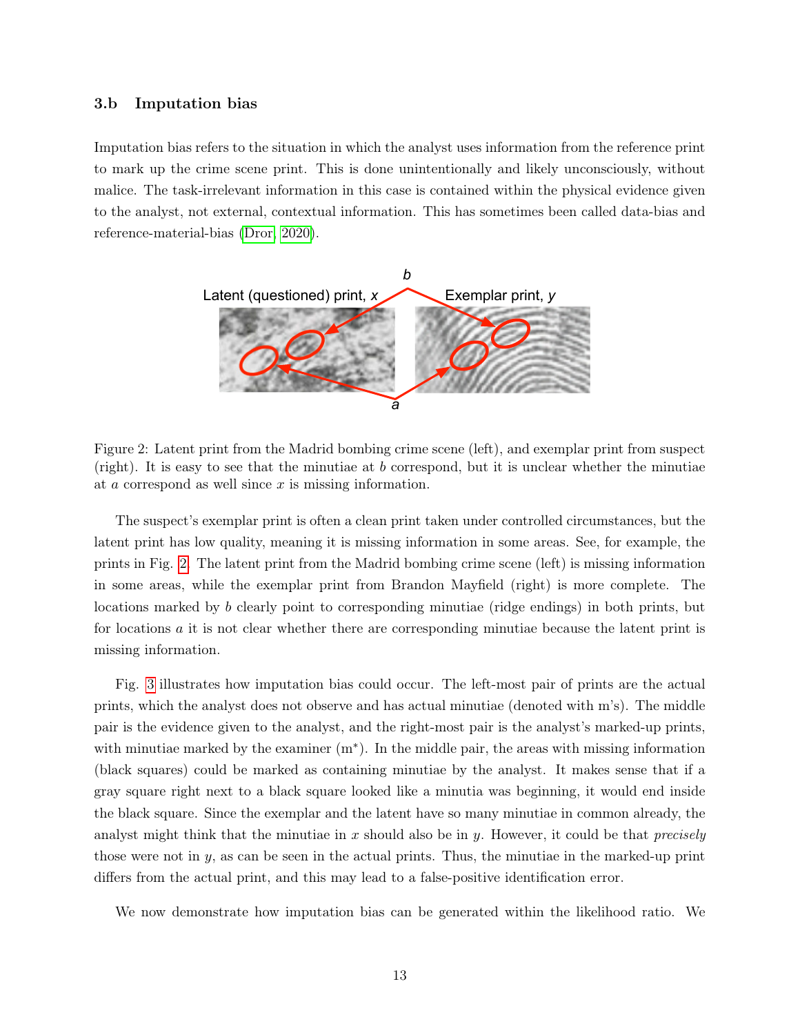### 3.b Imputation bias

Imputation bias refers to the situation in which the analyst uses information from the reference print to mark up the crime scene print. This is done unintentionally and likely unconsciously, without malice. The task-irrelevant information in this case is contained within the physical evidence given to the analyst, not external, contextual information. This has sometimes been called data-bias and reference-material-bias (Dror, 2020).

Figure 2: Latent print from the Madrid bombing crime scene (left), and exemplar print from suspect (right). It is easy to see that the minutiae at $b$ correspond, but it is unclear whether the minutiae at $a$ correspond as well since $x$ is missing information.

The suspect's exemplar print is often a clean print taken under controlled circumstances, but the latent print has low quality, meaning it is missing information in some areas. See, for example, the prints in Fig. 2. The latent print from the Madrid bombing crime scene (left) is missing information in some areas, while the exemplar print from Brandon Mayfield (right) is more complete. The locations marked by $b$ clearly point to corresponding minutiae (ridge endings) in both prints, but for locations $a$ it is not clear whether there are corresponding minutiae because the latent print is missing information.

Fig. 3 illustrates how imputation bias could occur. The left-most pair of prints are the actual prints, which the analyst does not observe and has actual minutiae (denoted with m's). The middle pair is the evidence given to the analyst, and the right-most pair is the analyst's marked-up prints, with minutiae marked by the examiner (m$^*$). In the middle pair, the areas with missing information (black squares) could be marked as containing minutiae by the analyst. It makes sense that if a gray square right next to a black square looked like a minutia was beginning, it would end inside the black square. Since the exemplar and the latent have so many minutiae in common already, the analyst might think that the minutiae in $x$ should also be in $y$. However, it could be that *precisely* those were not in $y$, as can be seen in the actual prints. Thus, the minutiae in the marked-up print differs from the actual print, and this may lead to a false-positive identification error.

We now demonstrate how imputation bias can be generated within the likelihood ratio. We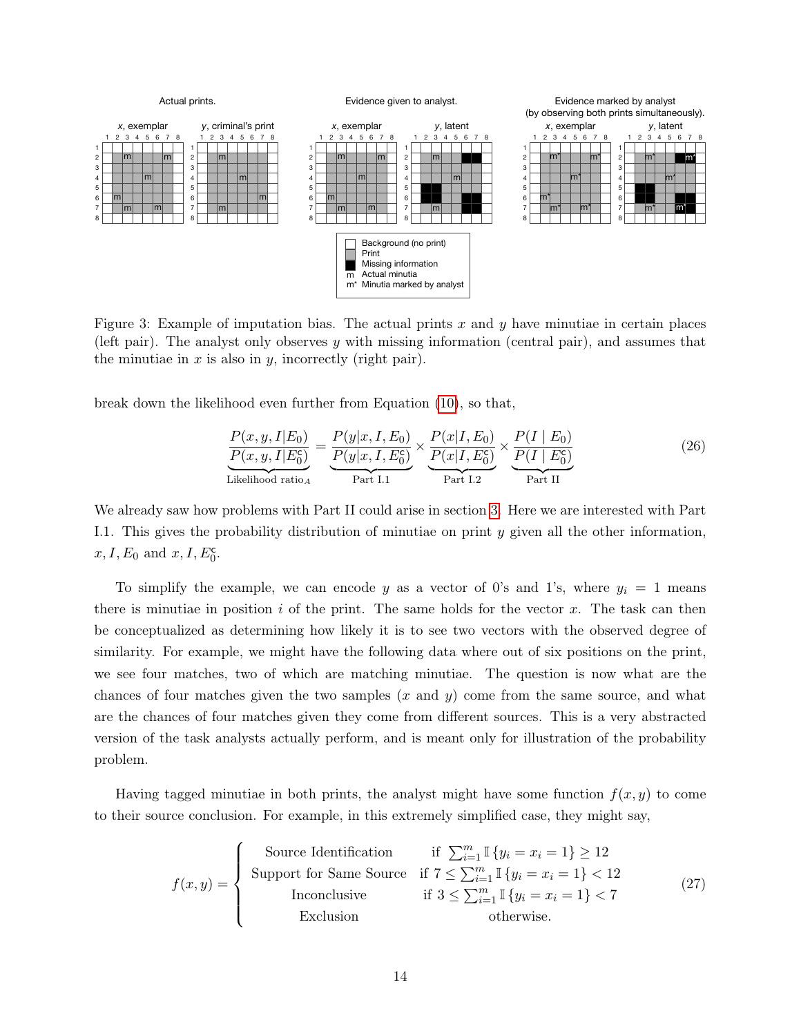Figure 3: Example of imputation bias. The actual prints $x$ and $y$ have minutiae in certain places (left pair). The analyst only observes $y$ with missing information (central pair), and assumes that the minutiae in $x$ is also in $y$, incorrectly (right pair).

break down the likelihood even further from Equation (10), so that,

$$
\underbrace{\frac{P(x, y, I|E_0)}{P(x, y, I|E_0^{\mathsf{c}})}}_{\text{Likelihood ratio}_A} = \underbrace{\frac{P(y|x, I, E_0)}{P(y|x, I, E_0^{\mathsf{c}})}}_{\text{Part I.1}} \times \underbrace{\frac{P(x|I, E_0)}{P(x|I, E_0^{\mathsf{c}})}}_{\text{Part I.2}} \times \underbrace{\frac{P(I \mid E_0)}{P(I \mid E_0^{\mathsf{c}})}}_{\text{Part II}} \tag{26}
$$

We already saw how problems with Part II could arise in section 3. Here we are interested with Part I.1. This gives the probability distribution of minutiae on print $y$ given all the other information, $x, I, E_0$ and $x, I, E_0^{\mathsf{c}}$.

To simplify the example, we can encode $y$ as a vector of 0's and 1's, where $y_i = 1$ means there is minutiae in position $i$ of the print. The same holds for the vector $x$. The task can then be conceptualized as determining how likely it is to see two vectors with the observed degree of similarity. For example, we might have the following data where out of six positions on the print, we see four matches, two of which are matching minutiae. The question is now what are the chances of four matches given the two samples ($x$ and $y$) come from the same source, and what are the chances of four matches given they come from different sources. This is a very abstracted version of the task analysts actually perform, and is meant only for illustration of the probability problem.

Having tagged minutiae in both prints, the analyst might have some function $f(x, y)$ to come to their source conclusion. For example, in this extremely simplified case, they might say,

$$
f(x, y) = \begin{cases} \text{Source Identification} & \text{if } \sum_{i=1}^{m} \mathbb{I}\{y_i = x_i = 1\} \geq 12 \\ \text{Support for Same Source} & \text{if } 7 \leq \sum_{i=1}^{m} \mathbb{I}\{y_i = x_i = 1\} < 12 \\ \text{Inconclusive} & \text{if } 3 \leq \sum_{i=1}^{m} \mathbb{I}\{y_i = x_i = 1\} < 7 \\ \text{Exclusion} & \text{otherwise.} \end{cases} \tag{27}
$$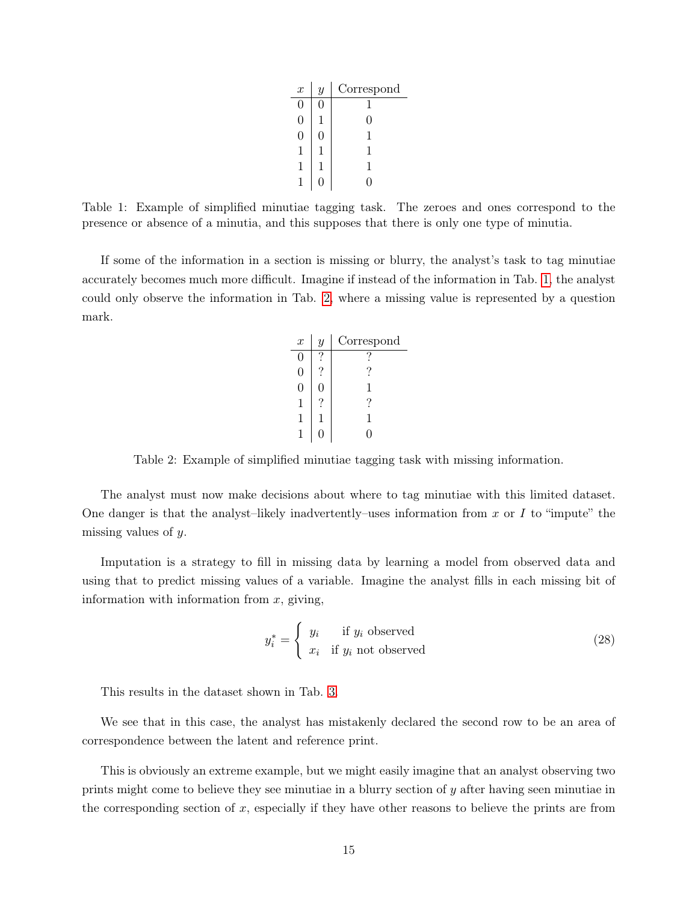| $x$ | $y$ | Correspond |
|---|---|---|
| 0 | 0 | 1 |
| 0 | 1 | 0 |
| 0 | 0 | 1 |
| 1 | 1 | 1 |
| 1 | 1 | 1 |
| 1 | 0 | 0 |

Table 1: Example of simplified minutiae tagging task. The zeroes and ones correspond to the presence or absence of a minutia, and this supposes that there is only one type of minutia.

If some of the information in a section is missing or blurry, the analyst's task to tag minutiae accurately becomes much more difficult. Imagine if instead of the information in Tab. 1, the analyst could only observe the information in Tab. 2, where a missing value is represented by a question mark.

| $x$ | $y$ | Correspond |
|---|---|---|
| 0 | ? | ? |
| 0 | ? | ? |
| 0 | 0 | 1 |
| 1 | ? | ? |
| 1 | 1 | 1 |
| 1 | 0 | 0 |

Table 2: Example of simplified minutiae tagging task with missing information.

The analyst must now make decisions about where to tag minutiae with this limited dataset. One danger is that the analyst–likely inadvertently–uses information from $x$ or $I$ to "impute" the missing values of $y$.

Imputation is a strategy to fill in missing data by learning a model from observed data and using that to predict missing values of a variable. Imagine the analyst fills in each missing bit of information with information from $x$, giving,

$$y_i^* = \begin{cases} y_i & \text{if } y_i \text{ observed} \\ x_i & \text{if } y_i \text{ not observed} \end{cases} \tag{28}$$

This results in the dataset shown in Tab. 3.

We see that in this case, the analyst has mistakenly declared the second row to be an area of correspondence between the latent and reference print.

This is obviously an extreme example, but we might easily imagine that an analyst observing two prints might come to believe they see minutiae in a blurry section of $y$ after having seen minutiae in the corresponding section of $x$, especially if they have other reasons to believe the prints are from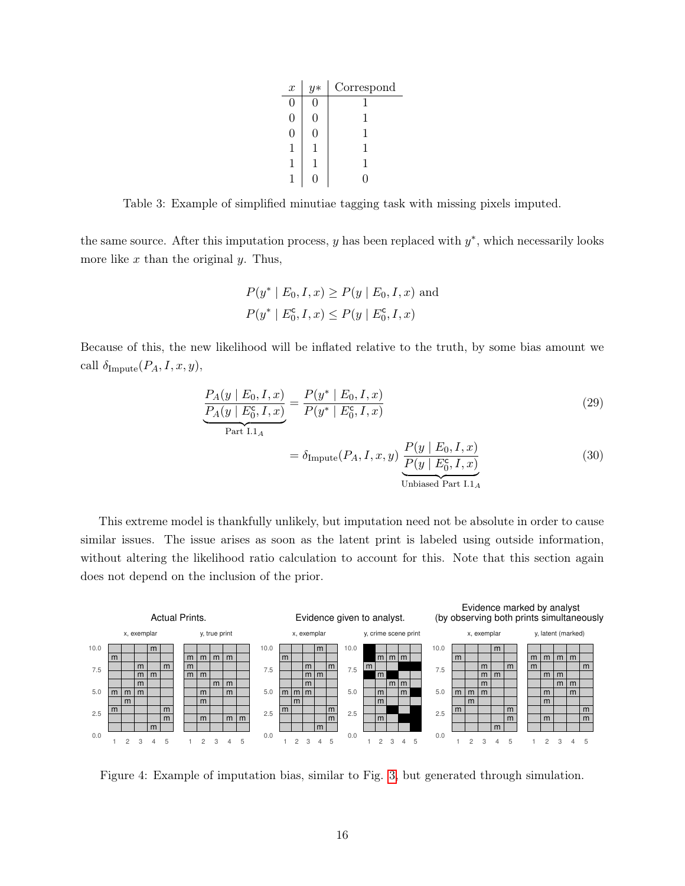| $x$ | $y*$ | Correspond |
|---|---|---|
| 0 | 0 | 1 |
| 0 | 0 | 1 |
| 0 | 0 | 1 |
| 1 | 1 | 1 |
| 1 | 1 | 1 |
| 1 | 0 | 0 |

Table 3: Example of simplified minutiae tagging task with missing pixels imputed.

the same source. After this imputation process, $y$ has been replaced with $y^*$, which necessarily looks more like $x$ than the original $y$. Thus,

$$P(y^* \mid E_0, I, x) \geq P(y \mid E_0, I, x) \text{ and}$$
$$P(y^* \mid E_0^{\mathsf{c}}, I, x) \leq P(y \mid E_0^{\mathsf{c}}, I, x)$$

Because of this, the new likelihood will be inflated relative to the truth, by some bias amount we call $\delta_{\text{Impute}}(P_A, I, x, y)$,

$$\underbrace{\frac{P_A(y \mid E_0, I, x)}{P_A(y \mid E_0^{\mathsf{c}}, I, x)}}_{\text{Part I.1}_A} = \frac{P(y^* \mid E_0, I, x)}{P(y^* \mid E_0^{\mathsf{c}}, I, x)} \tag{29}$$

$$= \delta_{\text{Impute}}(P_A, I, x, y) \underbrace{\frac{P(y \mid E_0, I, x)}{P(y \mid E_0^{\mathsf{c}}, I, x)}}_{\text{Unbiased Part I.1}_A} \tag{30}$$

This extreme model is thankfully unlikely, but imputation need not be absolute in order to cause similar issues. The issue arises as soon as the latent print is labeled using outside information, without altering the likelihood ratio calculation to account for this. Note that this section again does not depend on the inclusion of the prior.

Figure 4: Example of imputation bias, similar to Fig. 3, but generated through simulation.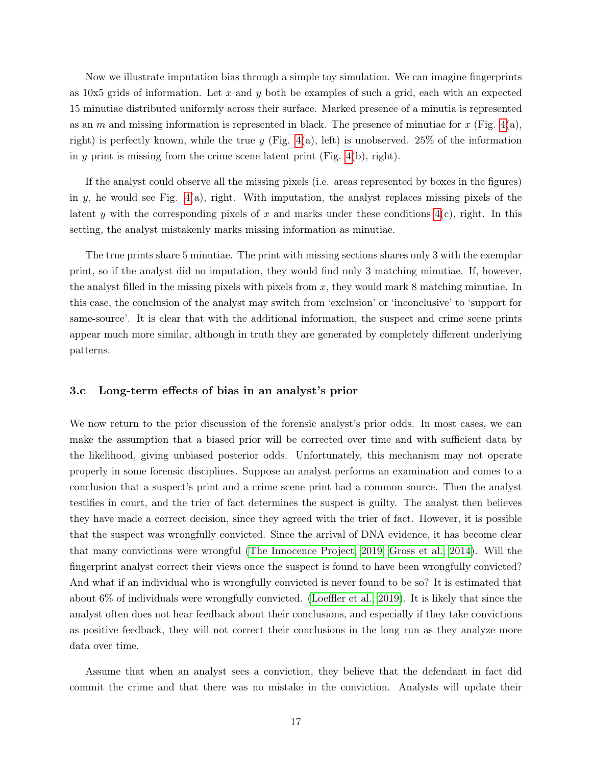Now we illustrate imputation bias through a simple toy simulation. We can imagine fingerprints as 10x5 grids of information. Let $x$ and $y$ both be examples of such a grid, each with an expected 15 minutiae distributed uniformly across their surface. Marked presence of a minutia is represented as an $m$ and missing information is represented in black. The presence of minutiae for $x$ (Fig. 4(a), right) is perfectly known, while the true $y$ (Fig. 4(a), left) is unobserved. 25% of the information in $y$ print is missing from the crime scene latent print (Fig. 4(b), right).

If the analyst could observe all the missing pixels (i.e. areas represented by boxes in the figures) in $y$, he would see Fig. 4(a), right. With imputation, the analyst replaces missing pixels of the latent $y$ with the corresponding pixels of $x$ and marks under these conditions 4(c), right. In this setting, the analyst mistakenly marks missing information as minutiae.

The true prints share 5 minutiae. The print with missing sections shares only 3 with the exemplar print, so if the analyst did no imputation, they would find only 3 matching minutiae. If, however, the analyst filled in the missing pixels with pixels from $x$, they would mark 8 matching minutiae. In this case, the conclusion of the analyst may switch from 'exclusion' or 'inconclusive' to 'support for same-source'. It is clear that with the additional information, the suspect and crime scene prints appear much more similar, although in truth they are generated by completely different underlying patterns.

### 3.c Long-term effects of bias in an analyst's prior

We now return to the prior discussion of the forensic analyst's prior odds. In most cases, we can make the assumption that a biased prior will be corrected over time and with sufficient data by the likelihood, giving unbiased posterior odds. Unfortunately, this mechanism may not operate properly in some forensic disciplines. Suppose an analyst performs an examination and comes to a conclusion that a suspect's print and a crime scene print had a common source. Then the analyst testifies in court, and the trier of fact determines the suspect is guilty. The analyst then believes they have made a correct decision, since they agreed with the trier of fact. However, it is possible that the suspect was wrongfully convicted. Since the arrival of DNA evidence, it has become clear that many convictions were wrongful (The Innocence Project, 2019; Gross et al., 2014). Will the fingerprint analyst correct their views once the suspect is found to have been wrongfully convicted? And what if an individual who is wrongfully convicted is never found to be so? It is estimated that about 6% of individuals were wrongfully convicted. (Loeffler et al., 2019). It is likely that since the analyst often does not hear feedback about their conclusions, and especially if they take convictions as positive feedback, they will not correct their conclusions in the long run as they analyze more data over time.

Assume that when an analyst sees a conviction, they believe that the defendant in fact did commit the crime and that there was no mistake in the conviction. Analysts will update their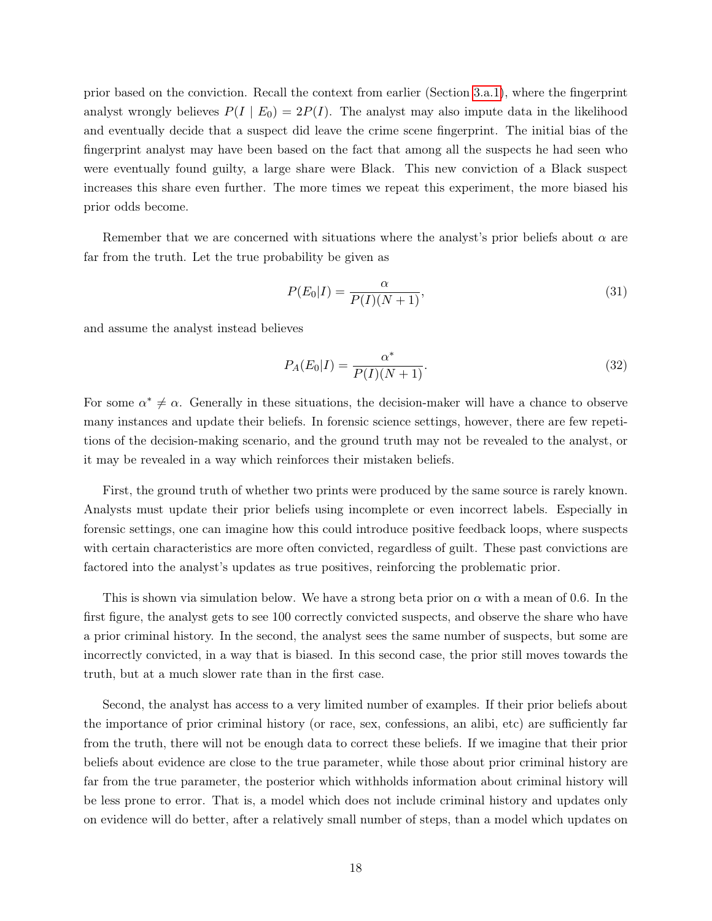prior based on the conviction. Recall the context from earlier (Section 3.a.1), where the fingerprint analyst wrongly believes $P(I \mid E_0) = 2P(I)$. The analyst may also impute data in the likelihood and eventually decide that a suspect did leave the crime scene fingerprint. The initial bias of the fingerprint analyst may have been based on the fact that among all the suspects he had seen who were eventually found guilty, a large share were Black. This new conviction of a Black suspect increases this share even further. The more times we repeat this experiment, the more biased his prior odds become.

Remember that we are concerned with situations where the analyst's prior beliefs about $\alpha$ are far from the truth. Let the true probability be given as

$$P(E_0|I) = \frac{\alpha}{P(I)(N+1)}, \tag{31}$$

and assume the analyst instead believes

$$P_A(E_0|I) = \frac{\alpha^*}{P(I)(N+1)}. \tag{32}$$

For some $\alpha^* \neq \alpha$. Generally in these situations, the decision-maker will have a chance to observe many instances and update their beliefs. In forensic science settings, however, there are few repetitions of the decision-making scenario, and the ground truth may not be revealed to the analyst, or it may be revealed in a way which reinforces their mistaken beliefs.

First, the ground truth of whether two prints were produced by the same source is rarely known. Analysts must update their prior beliefs using incomplete or even incorrect labels. Especially in forensic settings, one can imagine how this could introduce positive feedback loops, where suspects with certain characteristics are more often convicted, regardless of guilt. These past convictions are factored into the analyst's updates as true positives, reinforcing the problematic prior.

This is shown via simulation below. We have a strong beta prior on $\alpha$ with a mean of 0.6. In the first figure, the analyst gets to see 100 correctly convicted suspects, and observe the share who have a prior criminal history. In the second, the analyst sees the same number of suspects, but some are incorrectly convicted, in a way that is biased. In this second case, the prior still moves towards the truth, but at a much slower rate than in the first case.

Second, the analyst has access to a very limited number of examples. If their prior beliefs about the importance of prior criminal history (or race, sex, confessions, an alibi, etc) are sufficiently far from the truth, there will not be enough data to correct these beliefs. If we imagine that their prior beliefs about evidence are close to the true parameter, while those about prior criminal history are far from the true parameter, the posterior which withholds information about criminal history will be less prone to error. That is, a model which does not include criminal history and updates only on evidence will do better, after a relatively small number of steps, than a model which updates on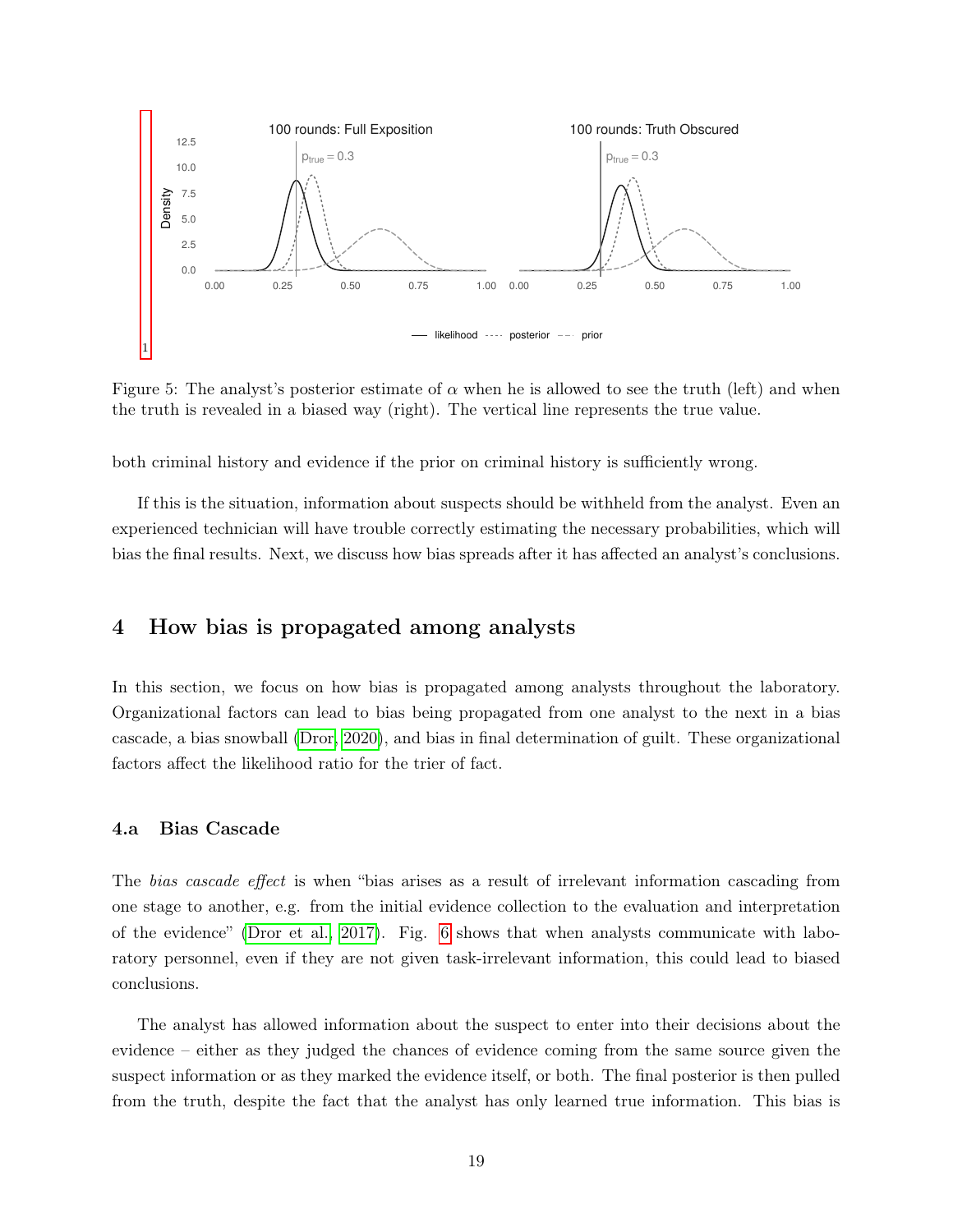Figure 5: The analyst's posterior estimate of $\alpha$ when he is allowed to see the truth (left) and when the truth is revealed in a biased way (right). The vertical line represents the true value.

both criminal history and evidence if the prior on criminal history is sufficiently wrong.

If this is the situation, information about suspects should be withheld from the analyst. Even an experienced technician will have trouble correctly estimating the necessary probabilities, which will bias the final results. Next, we discuss how bias spreads after it has affected an analyst's conclusions.

# 4 How bias is propagated among analysts

In this section, we focus on how bias is propagated among analysts throughout the laboratory. Organizational factors can lead to bias being propagated from one analyst to the next in a bias cascade, a bias snowball (Dror, 2020), and bias in final determination of guilt. These organizational factors affect the likelihood ratio for the trier of fact.

## 4.a Bias Cascade

The *bias cascade effect* is when "bias arises as a result of irrelevant information cascading from one stage to another, e.g. from the initial evidence collection to the evaluation and interpretation of the evidence" (Dror et al., 2017). Fig. 6 shows that when analysts communicate with laboratory personnel, even if they are not given task-irrelevant information, this could lead to biased conclusions.

The analyst has allowed information about the suspect to enter into their decisions about the evidence – either as they judged the chances of evidence coming from the same source given the suspect information or as they marked the evidence itself, or both. The final posterior is then pulled from the truth, despite the fact that the analyst has only learned true information. This bias is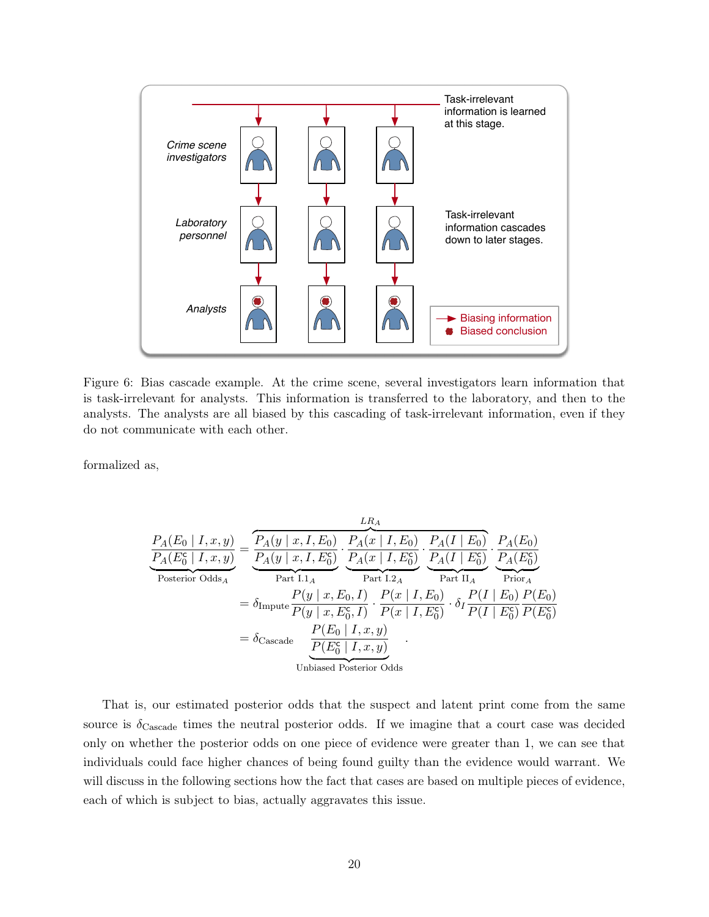Figure 6: Bias cascade example. At the crime scene, several investigators learn information that is task-irrelevant for analysts. This information is transferred to the laboratory, and then to the analysts. The analysts are all biased by this cascading of task-irrelevant information, even if they do not communicate with each other.

formalized as,

$$
\begin{aligned}
\underbrace{\frac{P_A(E_0 \mid I, x, y)}{P_A(E_0^{\mathsf{c}} \mid I, x, y)}}_{\text{Posterior Odds}_A} &= \overbrace{\underbrace{\frac{P_A(y \mid x, I, E_0)}{P_A(y \mid x, I, E_0^{\mathsf{c}})}}_{\text{Part I.1}_A} \cdot \underbrace{\frac{P_A(x \mid I, E_0)}{P_A(x \mid I, E_0^{\mathsf{c}})}}_{\text{Part I.2}_A} \cdot \underbrace{\frac{P_A(I \mid E_0)}{P_A(I \mid E_0^{\mathsf{c}})}}_{\text{Part II}_A}}^{LR_A} \cdot \underbrace{\frac{P_A(E_0)}{P_A(E_0^{\mathsf{c}})}}_{\text{Prior}_A} \\
&= \delta_{\text{Impute}} \frac{P(y \mid x, E_0, I)}{P(y \mid x, E_0^{\mathsf{c}}, I)} \cdot \frac{P(x \mid I, E_0)}{P(x \mid I, E_0^{\mathsf{c}})} \cdot \delta_I \frac{P(I \mid E_0)}{P(I \mid E_0^{\mathsf{c}})} \frac{P(E_0)}{P(E_0^{\mathsf{c}})} \\
&= \delta_{\text{Cascade}} \underbrace{\frac{P(E_0 \mid I, x, y)}{P(E_0^{\mathsf{c}} \mid I, x, y)}}_{\text{Unbiased Posterior Odds}} .
\end{aligned}
$$

That is, our estimated posterior odds that the suspect and latent print come from the same source is $\delta_{\text{Cascade}}$ times the neutral posterior odds. If we imagine that a court case was decided only on whether the posterior odds on one piece of evidence were greater than 1, we can see that individuals could face higher chances of being found guilty than the evidence would warrant. We will discuss in the following sections how the fact that cases are based on multiple pieces of evidence, each of which is subject to bias, actually aggravates this issue.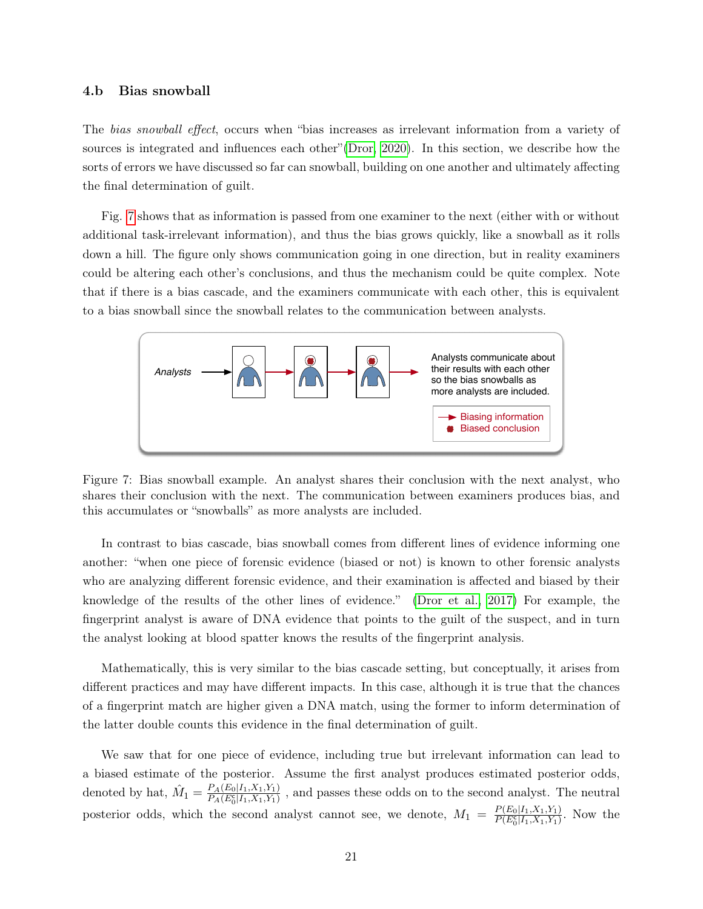### 4.b Bias snowball

The *bias snowball effect*, occurs when "bias increases as irrelevant information from a variety of sources is integrated and influences each other"(Dror, 2020). In this section, we describe how the sorts of errors we have discussed so far can snowball, building on one another and ultimately affecting the final determination of guilt.

Fig. 7 shows that as information is passed from one examiner to the next (either with or without additional task-irrelevant information), and thus the bias grows quickly, like a snowball as it rolls down a hill. The figure only shows communication going in one direction, but in reality examiners could be altering each other's conclusions, and thus the mechanism could be quite complex. Note that if there is a bias cascade, and the examiners communicate with each other, this is equivalent to a bias snowball since the snowball relates to the communication between analysts.

Figure 7: Bias snowball example. An analyst shares their conclusion with the next analyst, who shares their conclusion with the next. The communication between examiners produces bias, and this accumulates or "snowballs" as more analysts are included.

In contrast to bias cascade, bias snowball comes from different lines of evidence informing one another: "when one piece of forensic evidence (biased or not) is known to other forensic analysts who are analyzing different forensic evidence, and their examination is affected and biased by their knowledge of the results of the other lines of evidence." (Dror et al., 2017) For example, the fingerprint analyst is aware of DNA evidence that points to the guilt of the suspect, and in turn the analyst looking at blood spatter knows the results of the fingerprint analysis.

Mathematically, this is very similar to the bias cascade setting, but conceptually, it arises from different practices and may have different impacts. In this case, although it is true that the chances of a fingerprint match are higher given a DNA match, using the former to inform determination of the latter double counts this evidence in the final determination of guilt.

We saw that for one piece of evidence, including true but irrelevant information can lead to a biased estimate of the posterior. Assume the first analyst produces estimated posterior odds, denoted by hat, $\hat{M}_1 = \frac{P_A(E_0|I_1,X_1,Y_1)}{P_A(E_0^c|I_1,X_1,Y_1)}$ , and passes these odds on to the second analyst. The neutral posterior odds, which the second analyst cannot see, we denote, $M_1 = \frac{P(E_0|I_1,X_1,Y_1)}{P(E_0^c|I_1,X_1,Y_1)}$. Now the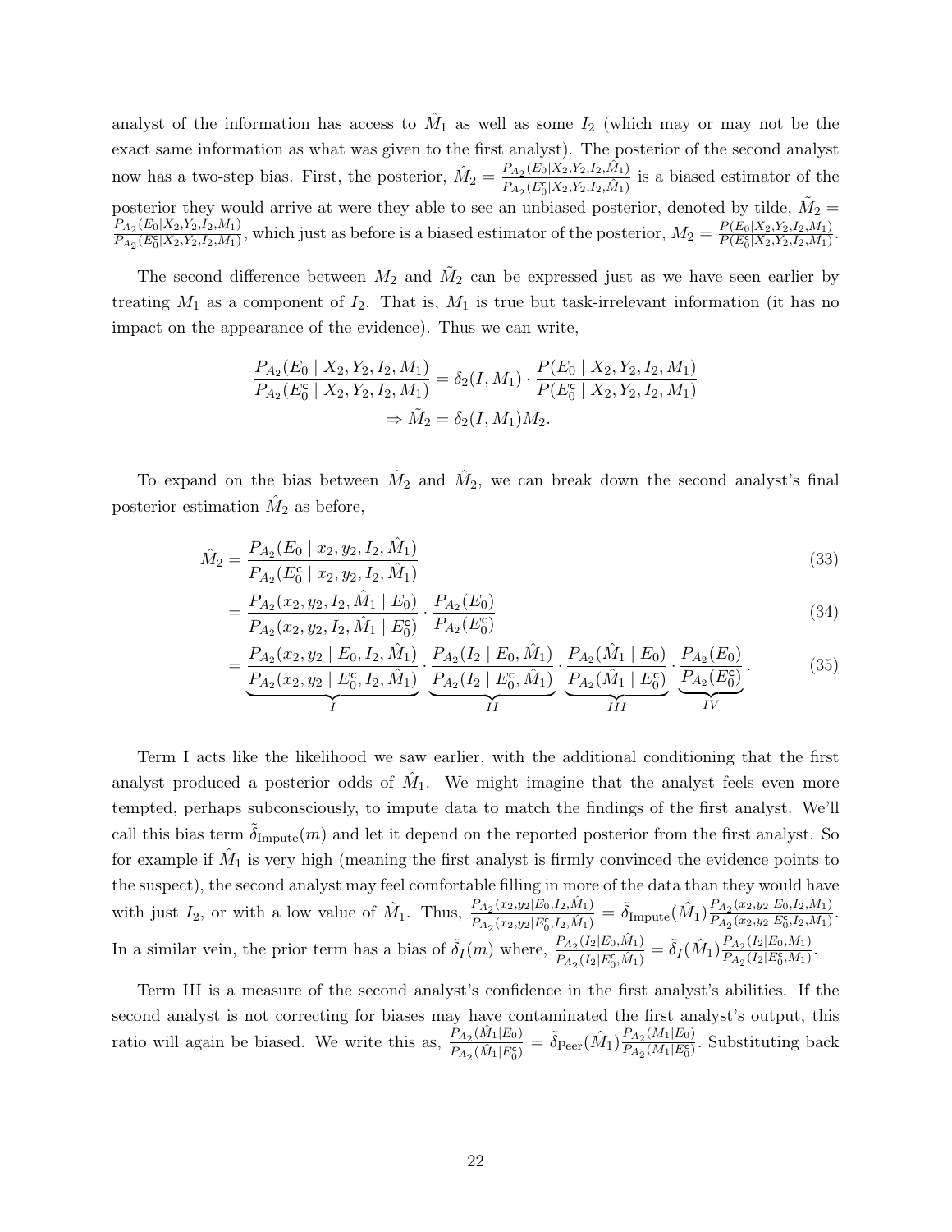analyst of the information has access to $\hat{M}_1$ as well as some $I_2$ (which may or may not be the exact same information as what was given to the first analyst). The posterior of the second analyst now has a two-step bias. First, the posterior, $\hat{M}_2 = \frac{P_{A_2}(E_0|X_2,Y_2,I_2,\hat{M}_1)}{P_{A_2}(E_0^c|X_2,Y_2,I_2,\hat{M}_1)}$ is a biased estimator of the posterior they would arrive at were they able to see an unbiased posterior, denoted by tilde, $\tilde{M}_2 = \frac{P_{A_2}(E_0|X_2,Y_2,I_2,M_1)}{P_{A_2}(E_0^c|X_2,Y_2,I_2,M_1)}$, which just as before is a biased estimator of the posterior, $M_2 = \frac{P(E_0|X_2,Y_2,I_2,M_1)}{P(E_0^c|X_2,Y_2,I_2,M_1)}$.

The second difference between $M_2$ and $\tilde{M}_2$ can be expressed just as we have seen earlier by treating $M_1$ as a component of $I_2$. That is, $M_1$ is true but task-irrelevant information (it has no impact on the appearance of the evidence). Thus we can write,

$$
\frac{P_{A_2}(E_0 \mid X_2, Y_2, I_2, M_1)}{P_{A_2}(E_0^c \mid X_2, Y_2, I_2, M_1)} = \delta_2(I, M_1) \cdot \frac{P(E_0 \mid X_2, Y_2, I_2, M_1)}{P(E_0^c \mid X_2, Y_2, I_2, M_1)}
$$

$$
\Rightarrow \tilde{M}_2 = \delta_2(I, M_1) M_2.
$$

To expand on the bias between $\tilde{M}_2$ and $\hat{M}_2$, we can break down the second analyst's final posterior estimation $\hat{M}_2$ as before,

$$
\hat{M}_2 = \frac{P_{A_2}(E_0 \mid x_2, y_2, I_2, \hat{M}_1)}{P_{A_2}(E_0^c \mid x_2, y_2, I_2, \hat{M}_1)} \tag{33}
$$

$$
= \frac{P_{A_2}(x_2, y_2, I_2, \hat{M}_1 \mid E_0)}{P_{A_2}(x_2, y_2, I_2, \hat{M}_1 \mid E_0^c)} \cdot \frac{P_{A_2}(E_0)}{P_{A_2}(E_0^c)} \tag{34}
$$

$$
= \underbrace{\frac{P_{A_2}(x_2, y_2 \mid E_0, I_2, \hat{M}_1)}{P_{A_2}(x_2, y_2 \mid E_0^c, I_2, \hat{M}_1)}}_{I} \cdot \underbrace{\frac{P_{A_2}(I_2 \mid E_0, \hat{M}_1)}{P_{A_2}(I_2 \mid E_0^c, \hat{M}_1)}}_{II} \cdot \underbrace{\frac{P_{A_2}(\hat{M}_1 \mid E_0)}{P_{A_2}(\hat{M}_1 \mid E_0^c)}}_{III} \cdot \underbrace{\frac{P_{A_2}(E_0)}{P_{A_2}(E_0^c)}}_{IV}. \tag{35}
$$

Term I acts like the likelihood we saw earlier, with the additional conditioning that the first analyst produced a posterior odds of $\hat{M}_1$. We might imagine that the analyst feels even more tempted, perhaps subconsciously, to impute data to match the findings of the first analyst. We'll call this bias term $\tilde{\delta}_{\text{Impute}}(m)$ and let it depend on the reported posterior from the first analyst. So for example if $\hat{M}_1$ is very high (meaning the first analyst is firmly convinced the evidence points to the suspect), the second analyst may feel comfortable filling in more of the data than they would have with just $I_2$, or with a low value of $\hat{M}_1$. Thus, $\frac{P_{A_2}(x_2,y_2|E_0,I_2,\hat{M}_1)}{P_{A_2}(x_2,y_2|E_0^c,I_2,\hat{M}_1)} = \tilde{\delta}_{\text{Impute}}(\hat{M}_1) \frac{P_{A_2}(x_2,y_2|E_0,I_2,M_1)}{P_{A_2}(x_2,y_2|E_0^c,I_2,M_1)}$. In a similar vein, the prior term has a bias of $\tilde{\delta}_I(m)$ where, $\frac{P_{A_2}(I_2|E_0,\hat{M}_1)}{P_{A_2}(I_2|E_0^c,\hat{M}_1)} = \tilde{\delta}_I(\hat{M}_1) \frac{P_{A_2}(I_2|E_0,M_1)}{P_{A_2}(I_2|E_0^c,M_1)}$.

Term III is a measure of the second analyst's confidence in the first analyst's abilities. If the second analyst is not correcting for biases may have contaminated the first analyst's output, this ratio will again be biased. We write this as, $\frac{P_{A_2}(\hat{M}_1|E_0)}{P_{A_2}(\hat{M}_1|E_0^c)} = \tilde{\delta}_{\text{Peer}}(\hat{M}_1) \frac{P_{A_2}(M_1|E_0)}{P_{A_2}(M_1|E_0^c)}$. Substituting back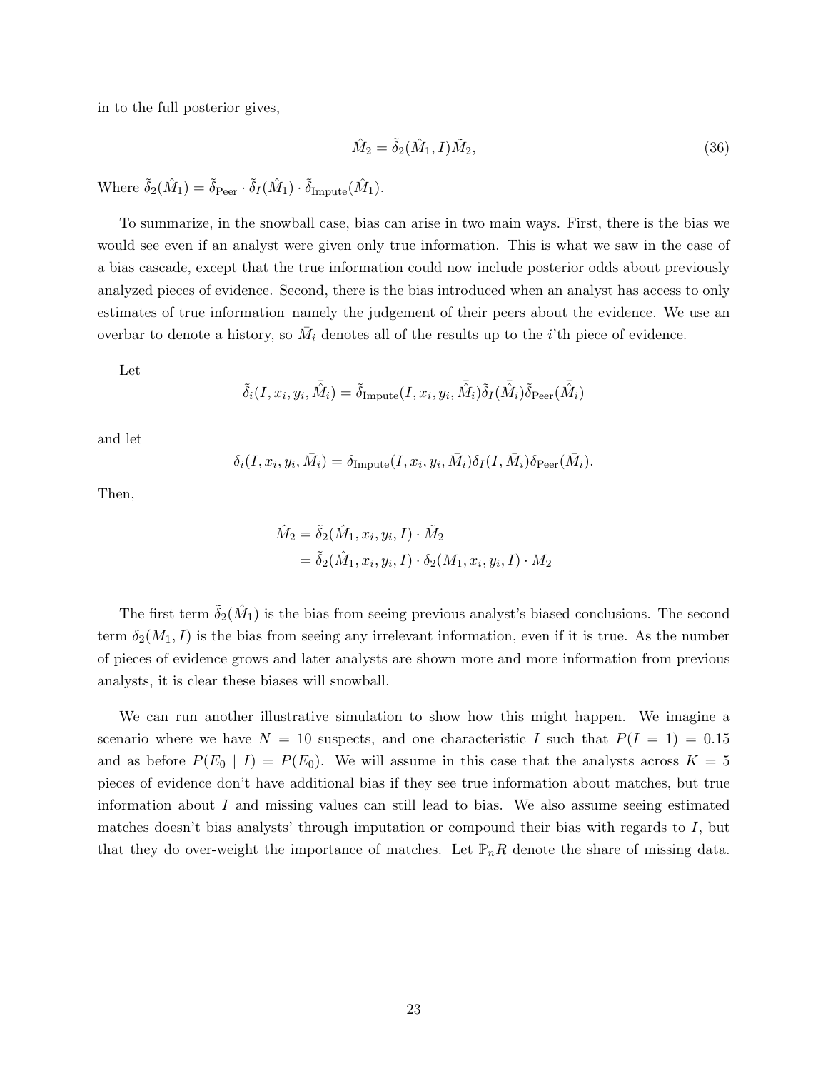in to the full posterior gives,

$$\hat{M}_2 = \tilde{\delta}_2(\hat{M}_1, I)\tilde{M}_2, \tag{36}$$

Where $\tilde{\delta}_2(\hat{M}_1) = \tilde{\delta}_{\text{Peer}} \cdot \tilde{\delta}_I(\hat{M}_1) \cdot \tilde{\delta}_{\text{Impute}}(\hat{M}_1)$.

To summarize, in the snowball case, bias can arise in two main ways. First, there is the bias we would see even if an analyst were given only true information. This is what we saw in the case of a bias cascade, except that the true information could now include posterior odds about previously analyzed pieces of evidence. Second, there is the bias introduced when an analyst has access to only estimates of true information–namely the judgement of their peers about the evidence. We use an overbar to denote a history, so $\bar{M}_i$ denotes all of the results up to the $i$'th piece of evidence.

Let

$$\tilde{\delta}_i(I, x_i, y_i, \bar{\hat{M}}_i) = \tilde{\delta}_{\text{Impute}}(I, x_i, y_i, \bar{\hat{M}}_i)\tilde{\delta}_I(\bar{\hat{M}}_i)\tilde{\delta}_{\text{Peer}}(\bar{\hat{M}}_i)$$

and let

$$\delta_i(I, x_i, y_i, \bar{M}_i) = \delta_{\text{Impute}}(I, x_i, y_i, \bar{M}_i)\delta_I(I, \bar{M}_i)\delta_{\text{Peer}}(\bar{M}_i).$$

Then,

$$\begin{aligned}
\hat{M}_2 &= \tilde{\delta}_2(\hat{M}_1, x_i, y_i, I) \cdot \tilde{M}_2 \\
&= \tilde{\delta}_2(\hat{M}_1, x_i, y_i, I) \cdot \delta_2(M_1, x_i, y_i, I) \cdot M_2
\end{aligned}$$

The first term $\tilde{\delta}_2(\hat{M}_1)$ is the bias from seeing previous analyst's biased conclusions. The second term $\delta_2(M_1, I)$ is the bias from seeing any irrelevant information, even if it is true. As the number of pieces of evidence grows and later analysts are shown more and more information from previous analysts, it is clear these biases will snowball.

We can run another illustrative simulation to show how this might happen. We imagine a scenario where we have $N = 10$ suspects, and one characteristic $I$ such that $P(I = 1) = 0.15$ and as before $P(E_0 \mid I) = P(E_0)$. We will assume in this case that the analysts across $K = 5$ pieces of evidence don't have additional bias if they see true information about matches, but true information about $I$ and missing values can still lead to bias. We also assume seeing estimated matches doesn't bias analysts' through imputation or compound their bias with regards to $I$, but that they do over-weight the importance of matches. Let $\mathbb{P}_n R$ denote the share of missing data.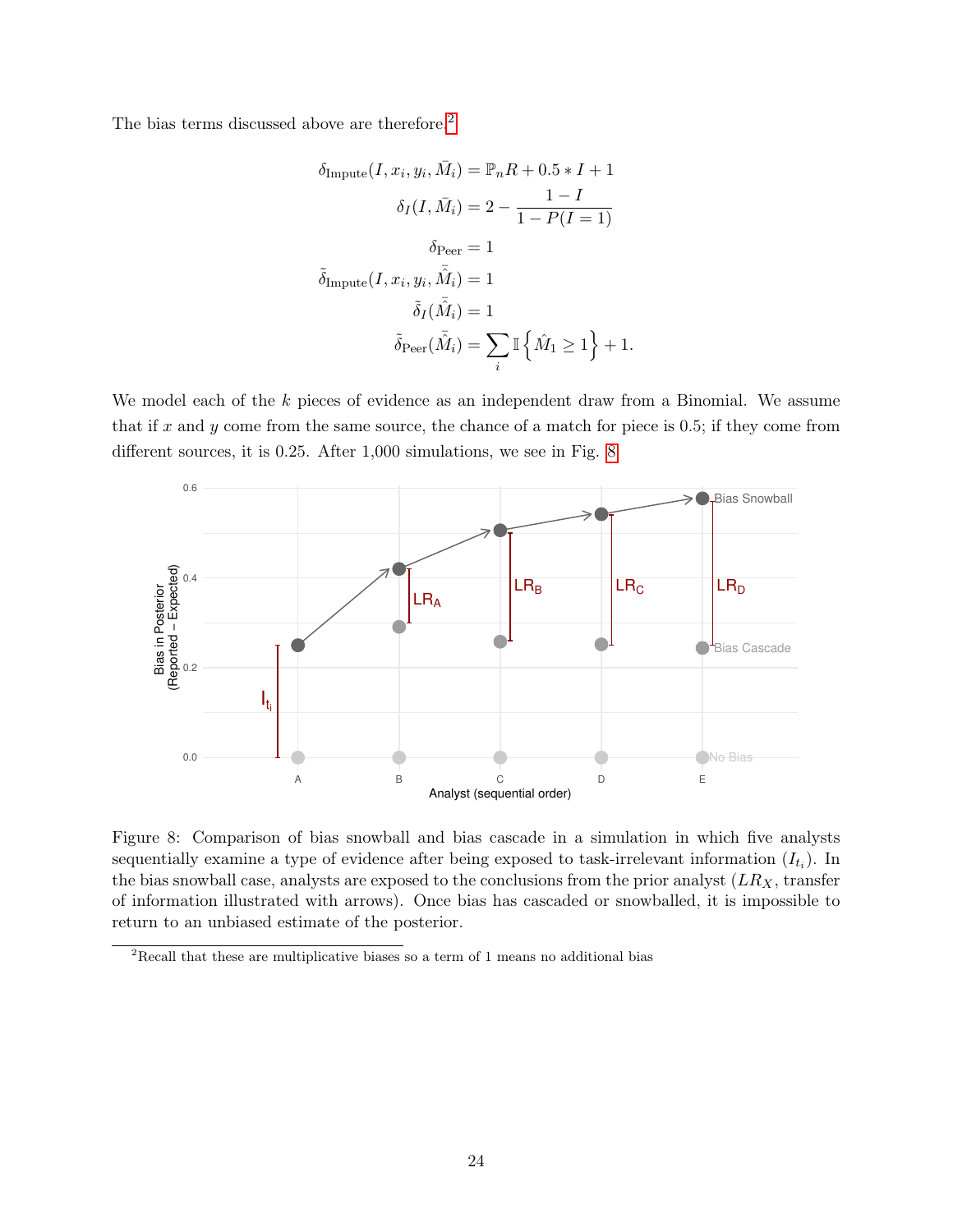The bias terms discussed above are therefore.[2]

$$
\begin{aligned}
\delta_{\text{Impute}}(I, x_i, y_i, \bar{M}_i) &= \mathbb{P}_n R + 0.5 * I + 1 \\
\delta_I(I, \bar{M}_i) &= 2 - \frac{1 - I}{1 - P(I = 1)} \\
\delta_{\text{Peer}} &= 1 \\
\tilde{\delta}_{\text{Impute}}(I, x_i, y_i, \bar{\hat{M}}_i) &= 1 \\
\tilde{\delta}_I(\bar{\hat{M}}_i) &= 1 \\
\tilde{\delta}_{\text{Peer}}(\bar{\hat{M}}_i) &= \sum_i \mathbb{I}\left\{\hat{M}_1 \geq 1\right\} + 1.
\end{aligned}
$$

We model each of the $k$ pieces of evidence as an independent draw from a Binomial. We assume that if $x$ and $y$ come from the same source, the chance of a match for piece is 0.5; if they come from different sources, it is 0.25. After 1,000 simulations, we see in Fig. 8

Figure 8: Comparison of bias snowball and bias cascade in a simulation in which five analysts sequentially examine a type of evidence after being exposed to task-irrelevant information ($I_{t_i}$). In the bias snowball case, analysts are exposed to the conclusions from the prior analyst ($LR_X$, transfer of information illustrated with arrows). Once bias has cascaded or snowballed, it is impossible to return to an unbiased estimate of the posterior.

[2] Recall that these are multiplicative biases so a term of 1 means no additional bias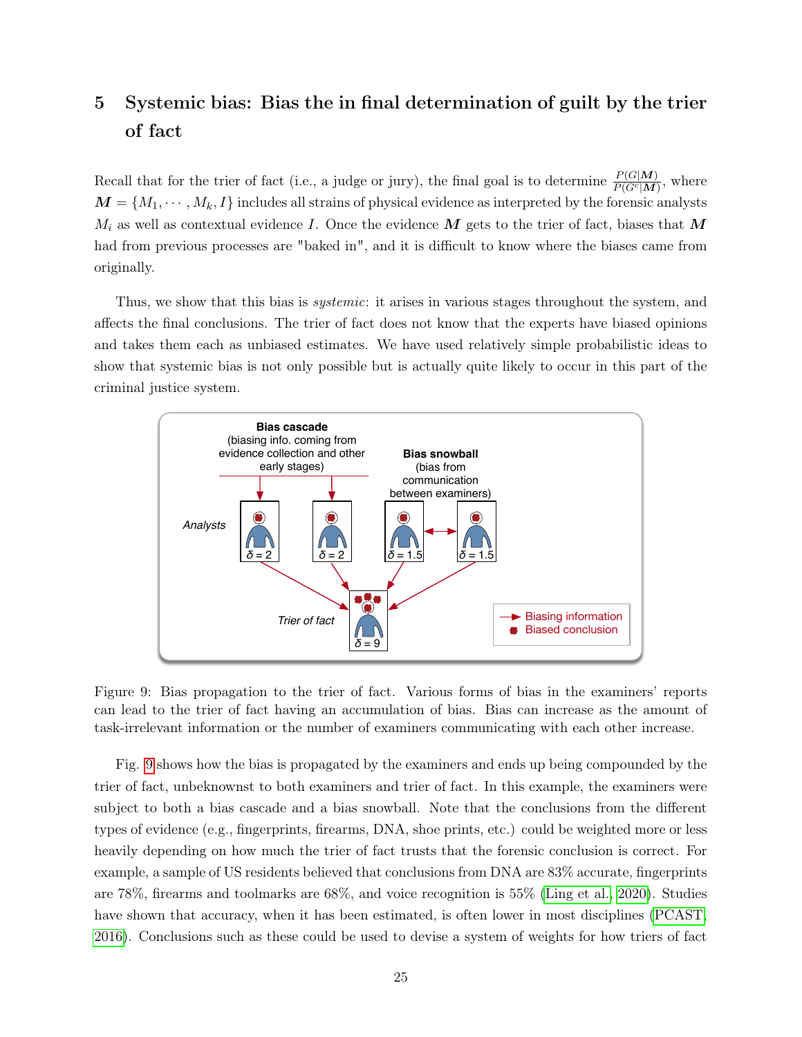## 5 Systemic bias: Bias the in final determination of guilt by the trier of fact

Recall that for the trier of fact (i.e., a judge or jury), the final goal is to determine $\frac{P(G|\boldsymbol{M})}{P(G^c|\boldsymbol{M})}$, where $\boldsymbol{M} = \{M_1, \cdots, M_k, I\}$ includes all strains of physical evidence as interpreted by the forensic analysts $M_i$ as well as contextual evidence $I$. Once the evidence $\boldsymbol{M}$ gets to the trier of fact, biases that $\boldsymbol{M}$ had from previous processes are "baked in", and it is difficult to know where the biases came from originally.

Thus, we show that this bias is *systemic*: it arises in various stages throughout the system, and affects the final conclusions. The trier of fact does not know that the experts have biased opinions and takes them each as unbiased estimates. We have used relatively simple probabilistic ideas to show that systemic bias is not only possible but is actually quite likely to occur in this part of the criminal justice system.

Figure 9: Bias propagation to the trier of fact. Various forms of bias in the examiners' reports can lead to the trier of fact having an accumulation of bias. Bias can increase as the amount of task-irrelevant information or the number of examiners communicating with each other increase.

Fig. 9 shows how the bias is propagated by the examiners and ends up being compounded by the trier of fact, unbeknownst to both examiners and trier of fact. In this example, the examiners were subject to both a bias cascade and a bias snowball. Note that the conclusions from the different types of evidence (e.g., fingerprints, firearms, DNA, shoe prints, etc.) could be weighted more or less heavily depending on how much the trier of fact trusts that the forensic conclusion is correct. For example, a sample of US residents believed that conclusions from DNA are 83% accurate, fingerprints are 78%, firearms and toolmarks are 68%, and voice recognition is 55% (Ling et al., 2020). Studies have shown that accuracy, when it has been estimated, is often lower in most disciplines (PCAST, 2016). Conclusions such as these could be used to devise a system of weights for how triers of fact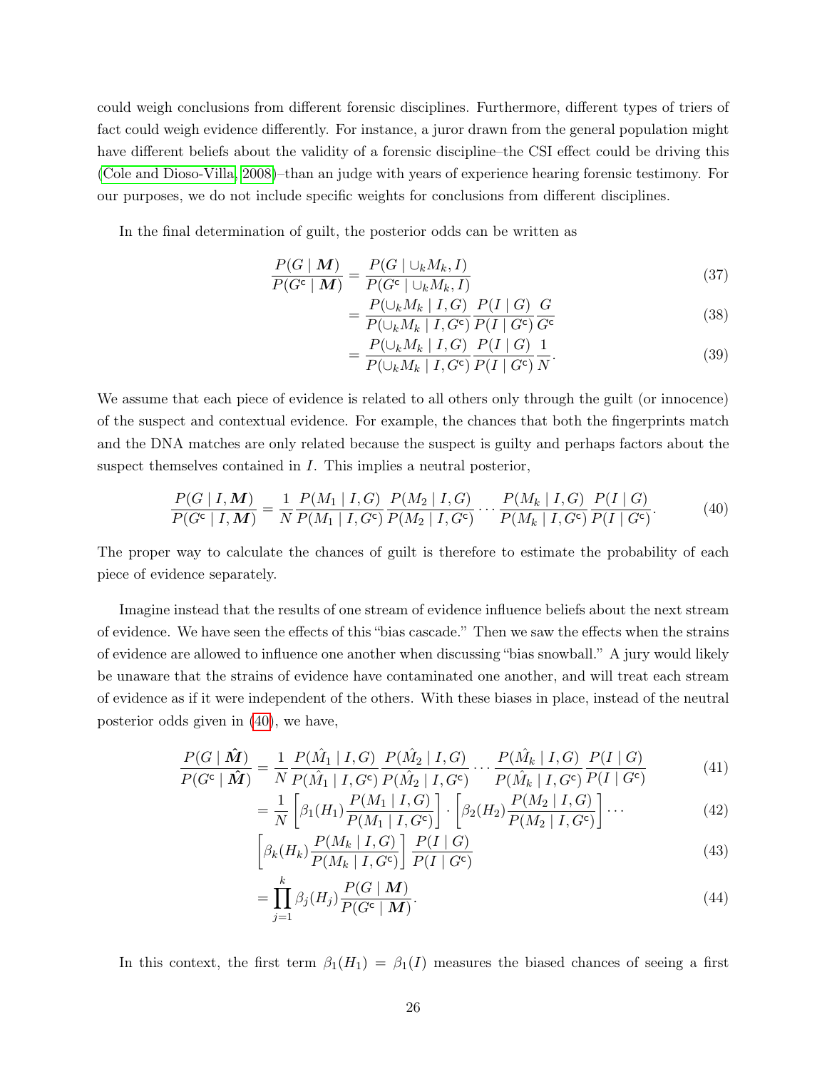could weigh conclusions from different forensic disciplines. Furthermore, different types of triers of fact could weigh evidence differently. For instance, a juror drawn from the general population might have different beliefs about the validity of a forensic discipline–the CSI effect could be driving this (Cole and Dioso-Villa, 2008)–than an judge with years of experience hearing forensic testimony. For our purposes, we do not include specific weights for conclusions from different disciplines.

In the final determination of guilt, the posterior odds can be written as

$$
\begin{aligned}
\frac{P(G \mid \boldsymbol{M})}{P(G^{\mathsf{c}} \mid \boldsymbol{M})} &= \frac{P(G \mid \cup_k M_k, I)}{P(G^{\mathsf{c}} \mid \cup_k M_k, I)} && (37)\\
&= \frac{P(\cup_k M_k \mid I, G)}{P(\cup_k M_k \mid I, G^{\mathsf{c}})} \frac{P(I \mid G)}{P(I \mid G^{\mathsf{c}})} \frac{G}{G^{\mathsf{c}}} && (38)\\
&= \frac{P(\cup_k M_k \mid I, G)}{P(\cup_k M_k \mid I, G^{\mathsf{c}})} \frac{P(I \mid G)}{P(I \mid G^{\mathsf{c}})} \frac{1}{N}. && (39)
\end{aligned}
$$

We assume that each piece of evidence is related to all others only through the guilt (or innocence) of the suspect and contextual evidence. For example, the chances that both the fingerprints match and the DNA matches are only related because the suspect is guilty and perhaps factors about the suspect themselves contained in $I$. This implies a neutral posterior,

$$
\frac{P(G \mid I, \boldsymbol{M})}{P(G^{\mathsf{c}} \mid I, \boldsymbol{M})} = \frac{1}{N} \frac{P(M_1 \mid I, G)}{P(M_1 \mid I, G^{\mathsf{c}})} \frac{P(M_2 \mid I, G)}{P(M_2 \mid I, G^{\mathsf{c}})} \cdots \frac{P(M_k \mid I, G)}{P(M_k \mid I, G^{\mathsf{c}})} \frac{P(I \mid G)}{P(I \mid G^{\mathsf{c}})}. \qquad (40)
$$

The proper way to calculate the chances of guilt is therefore to estimate the probability of each piece of evidence separately.

Imagine instead that the results of one stream of evidence influence beliefs about the next stream of evidence. We have seen the effects of this "bias cascade." Then we saw the effects when the strains of evidence are allowed to influence one another when discussing "bias snowball." A jury would likely be unaware that the strains of evidence have contaminated one another, and will treat each stream of evidence as if it were independent of the others. With these biases in place, instead of the neutral posterior odds given in (40), we have,

$$
\begin{aligned}
\frac{P(G \mid \hat{\boldsymbol{M}})}{P(G^{\mathsf{c}} \mid \hat{\boldsymbol{M}})} &= \frac{1}{N} \frac{P(\hat{M}_1 \mid I, G)}{P(\hat{M}_1 \mid I, G^{\mathsf{c}})} \frac{P(\hat{M}_2 \mid I, G)}{P(\hat{M}_2 \mid I, G^{\mathsf{c}})} \cdots \frac{P(\hat{M}_k \mid I, G)}{P(\hat{M}_k \mid I, G^{\mathsf{c}})} \frac{P(I \mid G)}{P(I \mid G^{\mathsf{c}})} && (41)\\
&= \frac{1}{N} \left[\beta_1(H_1) \frac{P(M_1 \mid I, G)}{P(M_1 \mid I, G^{\mathsf{c}})}\right] \cdot \left[\beta_2(H_2) \frac{P(M_2 \mid I, G)}{P(M_2 \mid I, G^{\mathsf{c}})}\right] \cdots && (42)\\
&\quad \left[\beta_k(H_k) \frac{P(M_k \mid I, G)}{P(M_k \mid I, G^{\mathsf{c}})}\right] \frac{P(I \mid G)}{P(I \mid G^{\mathsf{c}})} && (43)\\
&= \prod_{j=1}^{k} \beta_j(H_j) \frac{P(G \mid \boldsymbol{M})}{P(G^{\mathsf{c}} \mid \boldsymbol{M})}. && (44)
\end{aligned}
$$

In this context, the first term $\beta_1(H_1) = \beta_1(I)$ measures the biased chances of seeing a first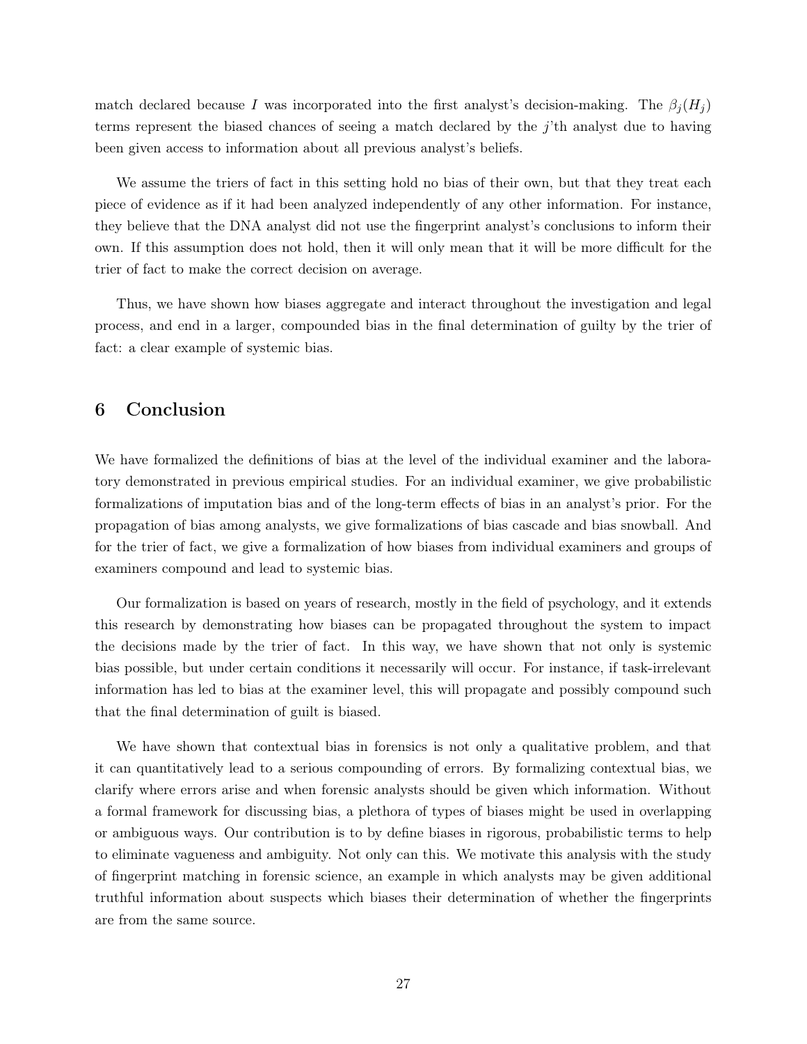match declared because $I$ was incorporated into the first analyst's decision-making. The $\beta_j(H_j)$ terms represent the biased chances of seeing a match declared by the $j$'th analyst due to having been given access to information about all previous analyst's beliefs.

We assume the triers of fact in this setting hold no bias of their own, but that they treat each piece of evidence as if it had been analyzed independently of any other information. For instance, they believe that the DNA analyst did not use the fingerprint analyst's conclusions to inform their own. If this assumption does not hold, then it will only mean that it will be more difficult for the trier of fact to make the correct decision on average.

Thus, we have shown how biases aggregate and interact throughout the investigation and legal process, and end in a larger, compounded bias in the final determination of guilty by the trier of fact: a clear example of systemic bias.

## 6 Conclusion

We have formalized the definitions of bias at the level of the individual examiner and the laboratory demonstrated in previous empirical studies. For an individual examiner, we give probabilistic formalizations of imputation bias and of the long-term effects of bias in an analyst's prior. For the propagation of bias among analysts, we give formalizations of bias cascade and bias snowball. And for the trier of fact, we give a formalization of how biases from individual examiners and groups of examiners compound and lead to systemic bias.

Our formalization is based on years of research, mostly in the field of psychology, and it extends this research by demonstrating how biases can be propagated throughout the system to impact the decisions made by the trier of fact. In this way, we have shown that not only is systemic bias possible, but under certain conditions it necessarily will occur. For instance, if task-irrelevant information has led to bias at the examiner level, this will propagate and possibly compound such that the final determination of guilt is biased.

We have shown that contextual bias in forensics is not only a qualitative problem, and that it can quantitatively lead to a serious compounding of errors. By formalizing contextual bias, we clarify where errors arise and when forensic analysts should be given which information. Without a formal framework for discussing bias, a plethora of types of biases might be used in overlapping or ambiguous ways. Our contribution is to by define biases in rigorous, probabilistic terms to help to eliminate vagueness and ambiguity. Not only can this. We motivate this analysis with the study of fingerprint matching in forensic science, an example in which analysts may be given additional truthful information about suspects which biases their determination of whether the fingerprints are from the same source.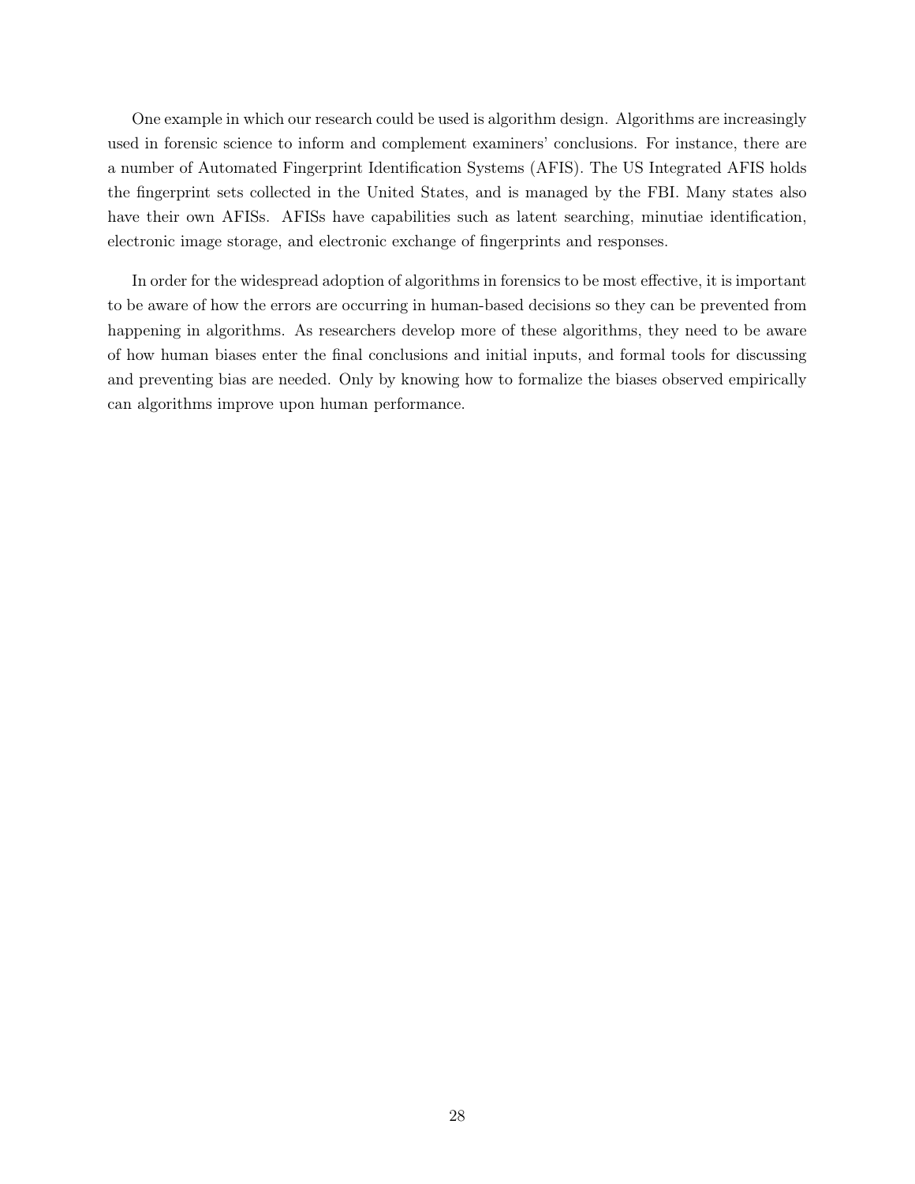One example in which our research could be used is algorithm design. Algorithms are increasingly used in forensic science to inform and complement examiners' conclusions. For instance, there are a number of Automated Fingerprint Identification Systems (AFIS). The US Integrated AFIS holds the fingerprint sets collected in the United States, and is managed by the FBI. Many states also have their own AFISs. AFISs have capabilities such as latent searching, minutiae identification, electronic image storage, and electronic exchange of fingerprints and responses.

In order for the widespread adoption of algorithms in forensics to be most effective, it is important to be aware of how the errors are occurring in human-based decisions so they can be prevented from happening in algorithms. As researchers develop more of these algorithms, they need to be aware of how human biases enter the final conclusions and initial inputs, and formal tools for discussing and preventing bias are needed. Only by knowing how to formalize the biases observed empirically can algorithms improve upon human performance.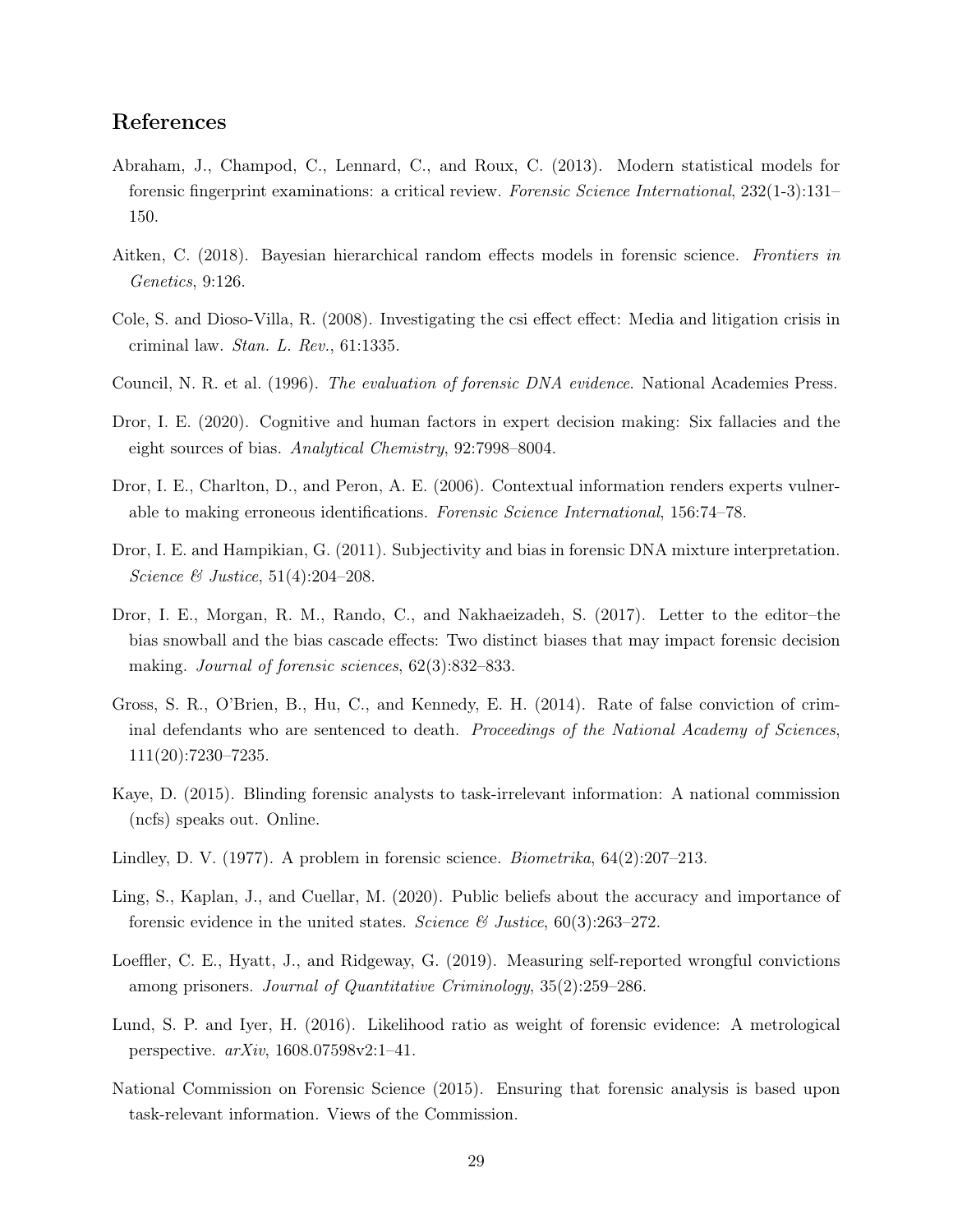## References

Abraham, J., Champod, C., Lennard, C., and Roux, C. (2013). Modern statistical models for forensic fingerprint examinations: a critical review. *Forensic Science International*, 232(1-3):131–150.

Aitken, C. (2018). Bayesian hierarchical random effects models in forensic science. *Frontiers in Genetics*, 9:126.

Cole, S. and Dioso-Villa, R. (2008). Investigating the csi effect effect: Media and litigation crisis in criminal law. *Stan. L. Rev.*, 61:1335.

Council, N. R. et al. (1996). *The evaluation of forensic DNA evidence*. National Academies Press.

Dror, I. E. (2020). Cognitive and human factors in expert decision making: Six fallacies and the eight sources of bias. *Analytical Chemistry*, 92:7998–8004.

Dror, I. E., Charlton, D., and Peron, A. E. (2006). Contextual information renders experts vulnerable to making erroneous identifications. *Forensic Science International*, 156:74–78.

Dror, I. E. and Hampikian, G. (2011). Subjectivity and bias in forensic DNA mixture interpretation. *Science & Justice*, 51(4):204–208.

Dror, I. E., Morgan, R. M., Rando, C., and Nakhaeizadeh, S. (2017). Letter to the editor–the bias snowball and the bias cascade effects: Two distinct biases that may impact forensic decision making. *Journal of forensic sciences*, 62(3):832–833.

Gross, S. R., O'Brien, B., Hu, C., and Kennedy, E. H. (2014). Rate of false conviction of criminal defendants who are sentenced to death. *Proceedings of the National Academy of Sciences*, 111(20):7230–7235.

Kaye, D. (2015). Blinding forensic analysts to task-irrelevant information: A national commission (ncfs) speaks out. Online.

Lindley, D. V. (1977). A problem in forensic science. *Biometrika*, 64(2):207–213.

Ling, S., Kaplan, J., and Cuellar, M. (2020). Public beliefs about the accuracy and importance of forensic evidence in the united states. *Science & Justice*, 60(3):263–272.

Loeffler, C. E., Hyatt, J., and Ridgeway, G. (2019). Measuring self-reported wrongful convictions among prisoners. *Journal of Quantitative Criminology*, 35(2):259–286.

Lund, S. P. and Iyer, H. (2016). Likelihood ratio as weight of forensic evidence: A metrological perspective. *arXiv*, 1608.07598v2:1–41.

National Commission on Forensic Science (2015). Ensuring that forensic analysis is based upon task-relevant information. Views of the Commission.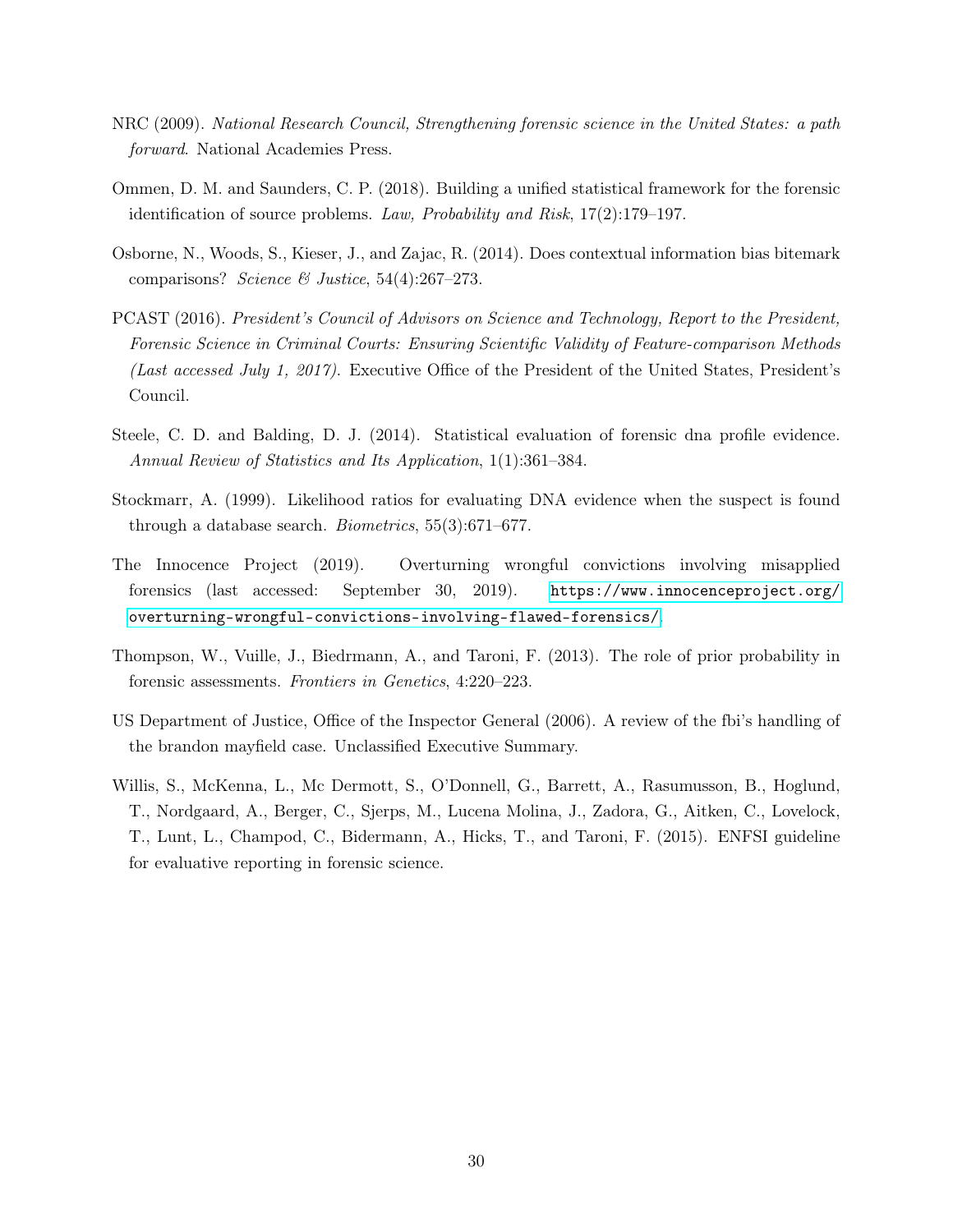NRC (2009). *National Research Council, Strengthening forensic science in the United States: a path forward*. National Academies Press.

Ommen, D. M. and Saunders, C. P. (2018). Building a unified statistical framework for the forensic identification of source problems. *Law, Probability and Risk*, 17(2):179–197.

Osborne, N., Woods, S., Kieser, J., and Zajac, R. (2014). Does contextual information bias bitemark comparisons? *Science & Justice*, 54(4):267–273.

PCAST (2016). *President's Council of Advisors on Science and Technology, Report to the President, Forensic Science in Criminal Courts: Ensuring Scientific Validity of Feature-comparison Methods (Last accessed July 1, 2017)*. Executive Office of the President of the United States, President's Council.

Steele, C. D. and Balding, D. J. (2014). Statistical evaluation of forensic dna profile evidence. *Annual Review of Statistics and Its Application*, 1(1):361–384.

Stockmarr, A. (1999). Likelihood ratios for evaluating DNA evidence when the suspect is found through a database search. *Biometrics*, 55(3):671–677.

The Innocence Project (2019). Overturning wrongful convictions involving misapplied forensics (last accessed: September 30, 2019). https://www.innocenceproject.org/overturning-wrongful-convictions-involving-flawed-forensics/.

Thompson, W., Vuille, J., Biedrmann, A., and Taroni, F. (2013). The role of prior probability in forensic assessments. *Frontiers in Genetics*, 4:220–223.

US Department of Justice, Office of the Inspector General (2006). A review of the fbi's handling of the brandon mayfield case. Unclassified Executive Summary.

Willis, S., McKenna, L., Mc Dermott, S., O'Donnell, G., Barrett, A., Rasumusson, B., Hoglund, T., Nordgaard, A., Berger, C., Sjerps, M., Lucena Molina, J., Zadora, G., Aitken, C., Lovelock, T., Lunt, L., Champod, C., Bidermann, A., Hicks, T., and Taroni, F. (2015). ENFSI guideline for evaluative reporting in forensic science.